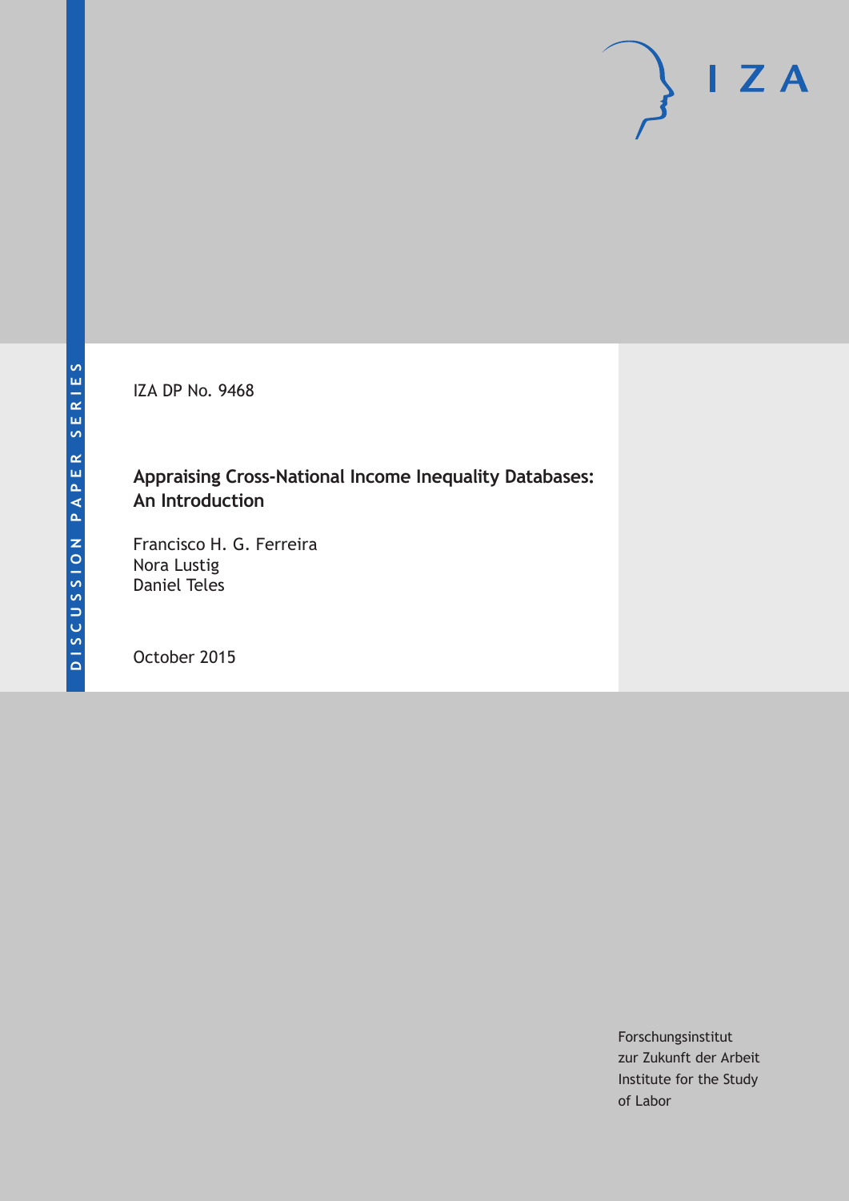DISCUSSION PAPER SERIES

IZA

IZA DP No. 9468

# Appraising Cross-National Income Inequality Databases: An Introduction

Francisco H. G. Ferreira
Nora Lustig
Daniel Teles

October 2015

Forschungsinstitut
zur Zukunft der Arbeit
Institute for the Study
of Labor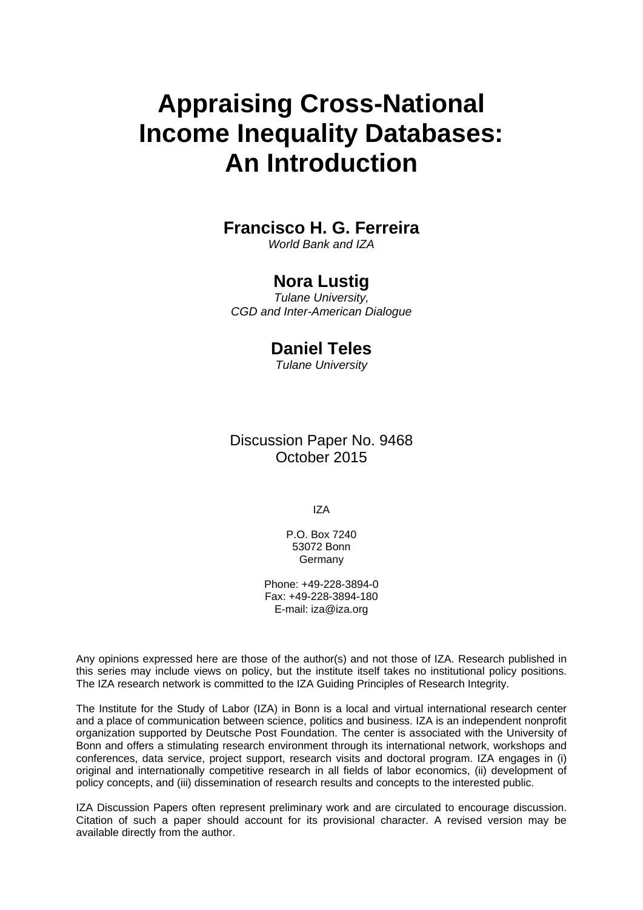# Appraising Cross-National Income Inequality Databases: An Introduction

**Francisco H. G. Ferreira**
*World Bank and IZA*

**Nora Lustig**
*Tulane University,*
*CGD and Inter-American Dialogue*

**Daniel Teles**
*Tulane University*

Discussion Paper No. 9468
October 2015

IZA

P.O. Box 7240
53072 Bonn
Germany

Phone: +49-228-3894-0
Fax: +49-228-3894-180
E-mail: iza@iza.org

Any opinions expressed here are those of the author(s) and not those of IZA. Research published in this series may include views on policy, but the institute itself takes no institutional policy positions. The IZA research network is committed to the IZA Guiding Principles of Research Integrity.

The Institute for the Study of Labor (IZA) in Bonn is a local and virtual international research center and a place of communication between science, politics and business. IZA is an independent nonprofit organization supported by Deutsche Post Foundation. The center is associated with the University of Bonn and offers a stimulating research environment through its international network, workshops and conferences, data service, project support, research visits and doctoral program. IZA engages in (i) original and internationally competitive research in all fields of labor economics, (ii) development of policy concepts, and (iii) dissemination of research results and concepts to the interested public.

IZA Discussion Papers often represent preliminary work and are circulated to encourage discussion. Citation of such a paper should account for its provisional character. A revised version may be available directly from the author.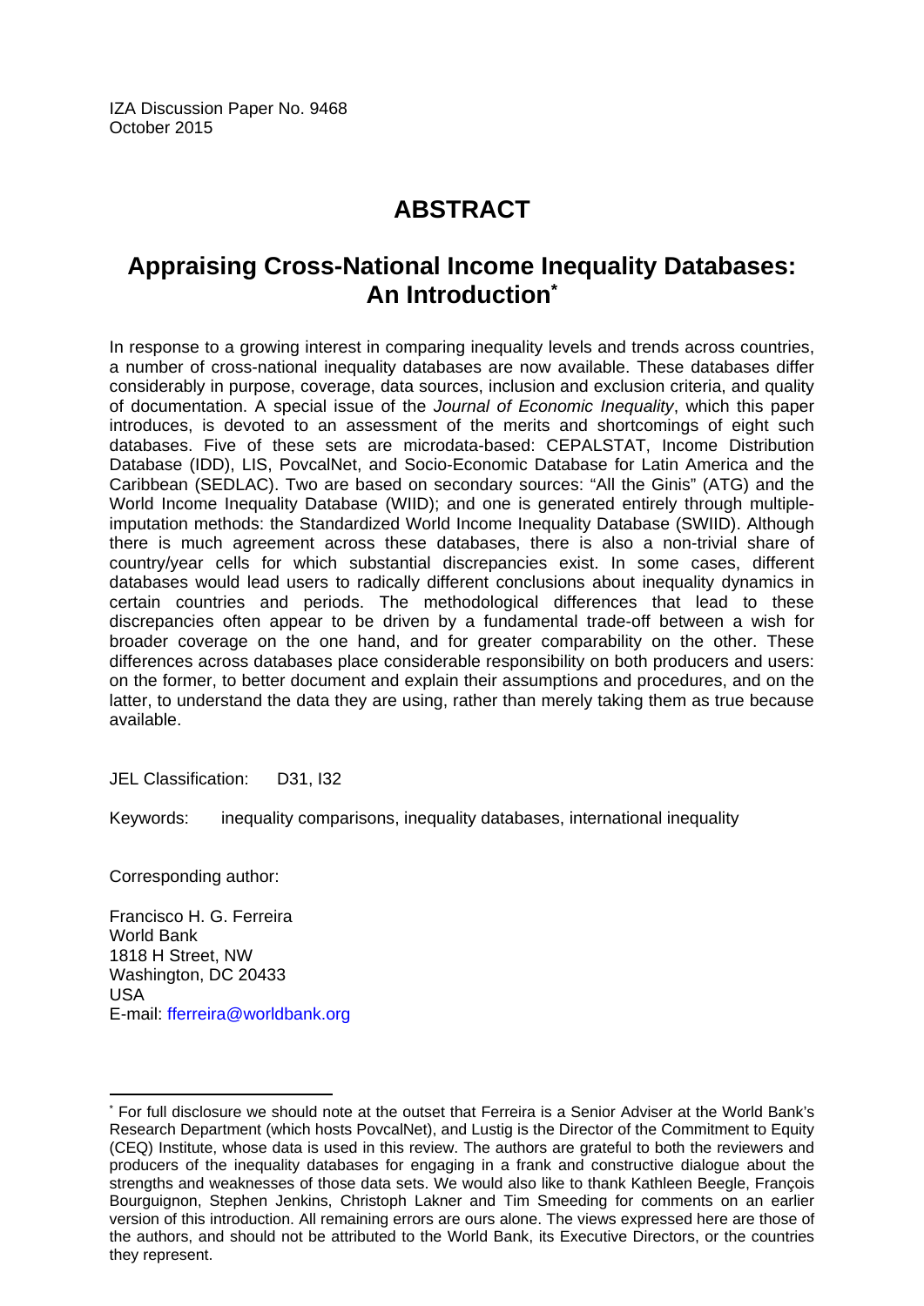IZA Discussion Paper No. 9468
October 2015

# ABSTRACT

## Appraising Cross-National Income Inequality Databases: An Introduction*

In response to a growing interest in comparing inequality levels and trends across countries, a number of cross-national inequality databases are now available. These databases differ considerably in purpose, coverage, data sources, inclusion and exclusion criteria, and quality of documentation. A special issue of the *Journal of Economic Inequality*, which this paper introduces, is devoted to an assessment of the merits and shortcomings of eight such databases. Five of these sets are microdata-based: CEPALSTAT, Income Distribution Database (IDD), LIS, PovcalNet, and Socio-Economic Database for Latin America and the Caribbean (SEDLAC). Two are based on secondary sources: "All the Ginis" (ATG) and the World Income Inequality Database (WIID); and one is generated entirely through multiple-imputation methods: the Standardized World Income Inequality Database (SWIID). Although there is much agreement across these databases, there is also a non-trivial share of country/year cells for which substantial discrepancies exist. In some cases, different databases would lead users to radically different conclusions about inequality dynamics in certain countries and periods. The methodological differences that lead to these discrepancies often appear to be driven by a fundamental trade-off between a wish for broader coverage on the one hand, and for greater comparability on the other. These differences across databases place considerable responsibility on both producers and users: on the former, to better document and explain their assumptions and procedures, and on the latter, to understand the data they are using, rather than merely taking them as true because available.

JEL Classification: D31, I32

Keywords: inequality comparisons, inequality databases, international inequality

Corresponding author:

Francisco H. G. Ferreira
World Bank
1818 H Street, NW
Washington, DC 20433
USA
E-mail: fferreira@worldbank.org

* For full disclosure we should note at the outset that Ferreira is a Senior Adviser at the World Bank's Research Department (which hosts PovcalNet), and Lustig is the Director of the Commitment to Equity (CEQ) Institute, whose data is used in this review. The authors are grateful to both the reviewers and producers of the inequality databases for engaging in a frank and constructive dialogue about the strengths and weaknesses of those data sets. We would also like to thank Kathleen Beegle, François Bourguignon, Stephen Jenkins, Christoph Lakner and Tim Smeeding for comments on an earlier version of this introduction. All remaining errors are ours alone. The views expressed here are those of the authors, and should not be attributed to the World Bank, its Executive Directors, or the countries they represent.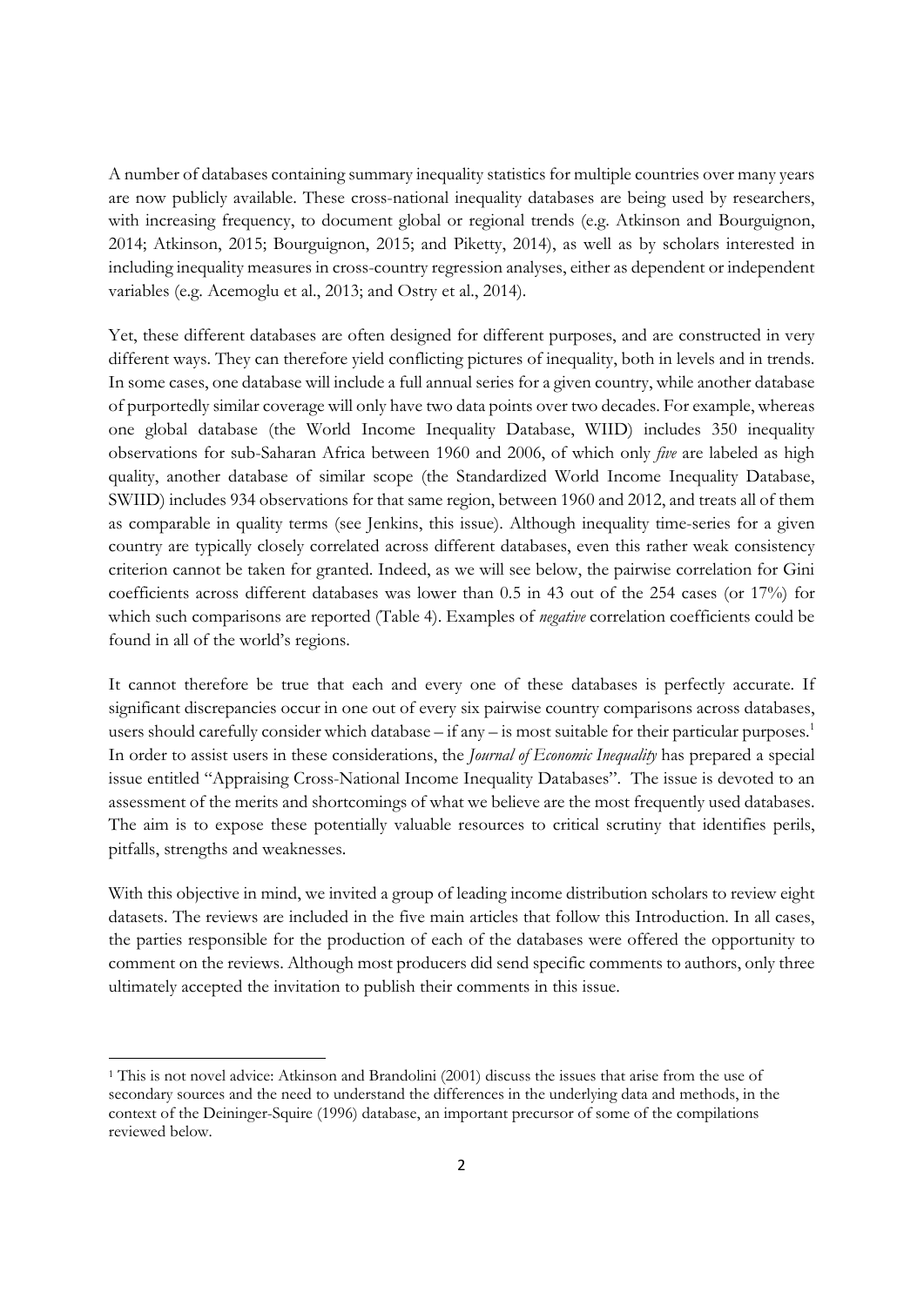A number of databases containing summary inequality statistics for multiple countries over many years are now publicly available. These cross-national inequality databases are being used by researchers, with increasing frequency, to document global or regional trends (e.g. Atkinson and Bourguignon, 2014; Atkinson, 2015; Bourguignon, 2015; and Piketty, 2014), as well as by scholars interested in including inequality measures in cross-country regression analyses, either as dependent or independent variables (e.g. Acemoglu et al., 2013; and Ostry et al., 2014).

Yet, these different databases are often designed for different purposes, and are constructed in very different ways. They can therefore yield conflicting pictures of inequality, both in levels and in trends. In some cases, one database will include a full annual series for a given country, while another database of purportedly similar coverage will only have two data points over two decades. For example, whereas one global database (the World Income Inequality Database, WIID) includes 350 inequality observations for sub-Saharan Africa between 1960 and 2006, of which only *five* are labeled as high quality, another database of similar scope (the Standardized World Income Inequality Database, SWIID) includes 934 observations for that same region, between 1960 and 2012, and treats all of them as comparable in quality terms (see Jenkins, this issue). Although inequality time-series for a given country are typically closely correlated across different databases, even this rather weak consistency criterion cannot be taken for granted. Indeed, as we will see below, the pairwise correlation for Gini coefficients across different databases was lower than 0.5 in 43 out of the 254 cases (or 17%) for which such comparisons are reported (Table 4). Examples of *negative* correlation coefficients could be found in all of the world's regions.

It cannot therefore be true that each and every one of these databases is perfectly accurate. If significant discrepancies occur in one out of every six pairwise country comparisons across databases, users should carefully consider which database – if any – is most suitable for their particular purposes.[1] In order to assist users in these considerations, the *Journal of Economic Inequality* has prepared a special issue entitled "Appraising Cross-National Income Inequality Databases". The issue is devoted to an assessment of the merits and shortcomings of what we believe are the most frequently used databases. The aim is to expose these potentially valuable resources to critical scrutiny that identifies perils, pitfalls, strengths and weaknesses.

With this objective in mind, we invited a group of leading income distribution scholars to review eight datasets. The reviews are included in the five main articles that follow this Introduction. In all cases, the parties responsible for the production of each of the databases were offered the opportunity to comment on the reviews. Although most producers did send specific comments to authors, only three ultimately accepted the invitation to publish their comments in this issue.

[1] This is not novel advice: Atkinson and Brandolini (2001) discuss the issues that arise from the use of secondary sources and the need to understand the differences in the underlying data and methods, in the context of the Deininger-Squire (1996) database, an important precursor of some of the compilations reviewed below.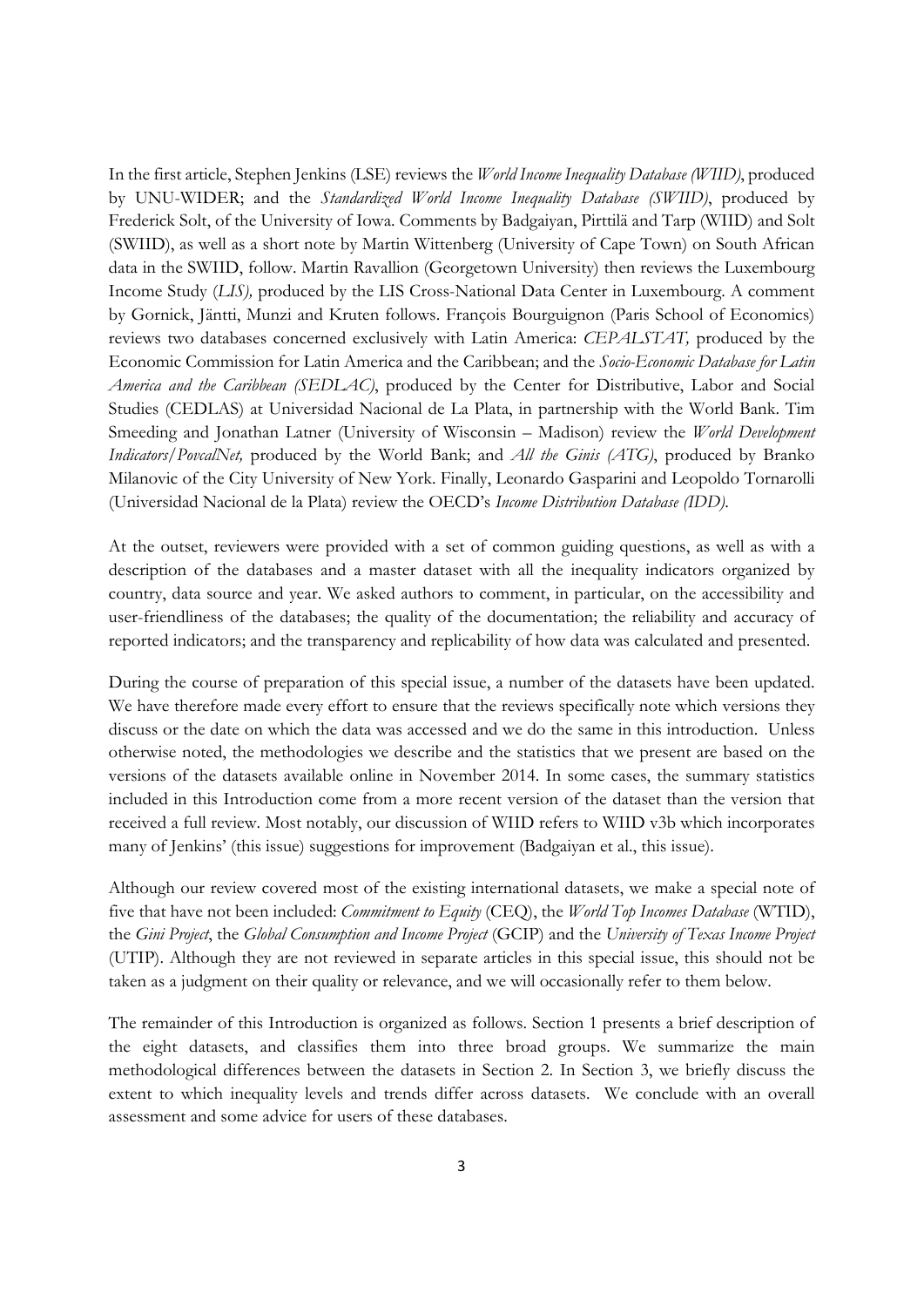In the first article, Stephen Jenkins (LSE) reviews the *World Income Inequality Database (WIID)*, produced by UNU-WIDER; and the *Standardized World Income Inequality Database (SWIID)*, produced by Frederick Solt, of the University of Iowa. Comments by Badgaiyan, Pirttilä and Tarp (WIID) and Solt (SWIID), as well as a short note by Martin Wittenberg (University of Cape Town) on South African data in the SWIID, follow. Martin Ravallion (Georgetown University) then reviews the Luxembourg Income Study (*LIS*), produced by the LIS Cross-National Data Center in Luxembourg. A comment by Gornick, Jäntti, Munzi and Kruten follows. François Bourguignon (Paris School of Economics) reviews two databases concerned exclusively with Latin America: *CEPALSTAT,* produced by the Economic Commission for Latin America and the Caribbean; and the *Socio-Economic Database for Latin America and the Caribbean (SEDLAC)*, produced by the Center for Distributive, Labor and Social Studies (CEDLAS) at Universidad Nacional de La Plata, in partnership with the World Bank. Tim Smeeding and Jonathan Latner (University of Wisconsin – Madison) review the *World Development Indicators/PovcalNet,* produced by the World Bank; and *All the Ginis (ATG)*, produced by Branko Milanovic of the City University of New York. Finally, Leonardo Gasparini and Leopoldo Tornarolli (Universidad Nacional de la Plata) review the OECD's *Income Distribution Database (IDD)*.

At the outset, reviewers were provided with a set of common guiding questions, as well as with a description of the databases and a master dataset with all the inequality indicators organized by country, data source and year. We asked authors to comment, in particular, on the accessibility and user-friendliness of the databases; the quality of the documentation; the reliability and accuracy of reported indicators; and the transparency and replicability of how data was calculated and presented.

During the course of preparation of this special issue, a number of the datasets have been updated. We have therefore made every effort to ensure that the reviews specifically note which versions they discuss or the date on which the data was accessed and we do the same in this introduction. Unless otherwise noted, the methodologies we describe and the statistics that we present are based on the versions of the datasets available online in November 2014. In some cases, the summary statistics included in this Introduction come from a more recent version of the dataset than the version that received a full review. Most notably, our discussion of WIID refers to WIID v3b which incorporates many of Jenkins' (this issue) suggestions for improvement (Badgaiyan et al., this issue).

Although our review covered most of the existing international datasets, we make a special note of five that have not been included: *Commitment to Equity* (CEQ), the *World Top Incomes Database* (WTID), the *Gini Project*, the *Global Consumption and Income Project* (GCIP) and the *University of Texas Income Project* (UTIP). Although they are not reviewed in separate articles in this special issue, this should not be taken as a judgment on their quality or relevance, and we will occasionally refer to them below.

The remainder of this Introduction is organized as follows. Section 1 presents a brief description of the eight datasets, and classifies them into three broad groups. We summarize the main methodological differences between the datasets in Section 2. In Section 3, we briefly discuss the extent to which inequality levels and trends differ across datasets. We conclude with an overall assessment and some advice for users of these databases.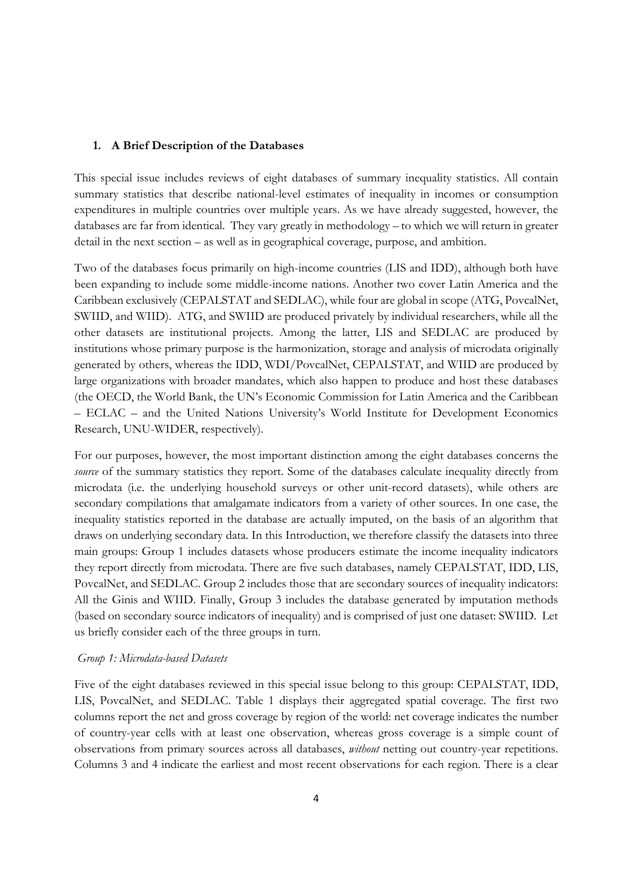## 1. A Brief Description of the Databases

This special issue includes reviews of eight databases of summary inequality statistics. All contain summary statistics that describe national-level estimates of inequality in incomes or consumption expenditures in multiple countries over multiple years. As we have already suggested, however, the databases are far from identical. They vary greatly in methodology – to which we will return in greater detail in the next section – as well as in geographical coverage, purpose, and ambition.

Two of the databases focus primarily on high-income countries (LIS and IDD), although both have been expanding to include some middle-income nations. Another two cover Latin America and the Caribbean exclusively (CEPALSTAT and SEDLAC), while four are global in scope (ATG, PovcalNet, SWIID, and WIID). ATG, and SWIID are produced privately by individual researchers, while all the other datasets are institutional projects. Among the latter, LIS and SEDLAC are produced by institutions whose primary purpose is the harmonization, storage and analysis of microdata originally generated by others, whereas the IDD, WDI/PovcalNet, CEPALSTAT, and WIID are produced by large organizations with broader mandates, which also happen to produce and host these databases (the OECD, the World Bank, the UN's Economic Commission for Latin America and the Caribbean – ECLAC – and the United Nations University's World Institute for Development Economics Research, UNU-WIDER, respectively).

For our purposes, however, the most important distinction among the eight databases concerns the *source* of the summary statistics they report. Some of the databases calculate inequality directly from microdata (i.e. the underlying household surveys or other unit-record datasets), while others are secondary compilations that amalgamate indicators from a variety of other sources. In one case, the inequality statistics reported in the database are actually imputed, on the basis of an algorithm that draws on underlying secondary data. In this Introduction, we therefore classify the datasets into three main groups: Group 1 includes datasets whose producers estimate the income inequality indicators they report directly from microdata. There are five such databases, namely CEPALSTAT, IDD, LIS, PovcalNet, and SEDLAC. Group 2 includes those that are secondary sources of inequality indicators: All the Ginis and WIID. Finally, Group 3 includes the database generated by imputation methods (based on secondary source indicators of inequality) and is comprised of just one dataset: SWIID. Let us briefly consider each of the three groups in turn.

*Group 1: Microdata-based Datasets*

Five of the eight databases reviewed in this special issue belong to this group: CEPALSTAT, IDD, LIS, PovcalNet, and SEDLAC. Table 1 displays their aggregated spatial coverage. The first two columns report the net and gross coverage by region of the world: net coverage indicates the number of country-year cells with at least one observation, whereas gross coverage is a simple count of observations from primary sources across all databases, *without* netting out country-year repetitions. Columns 3 and 4 indicate the earliest and most recent observations for each region. There is a clear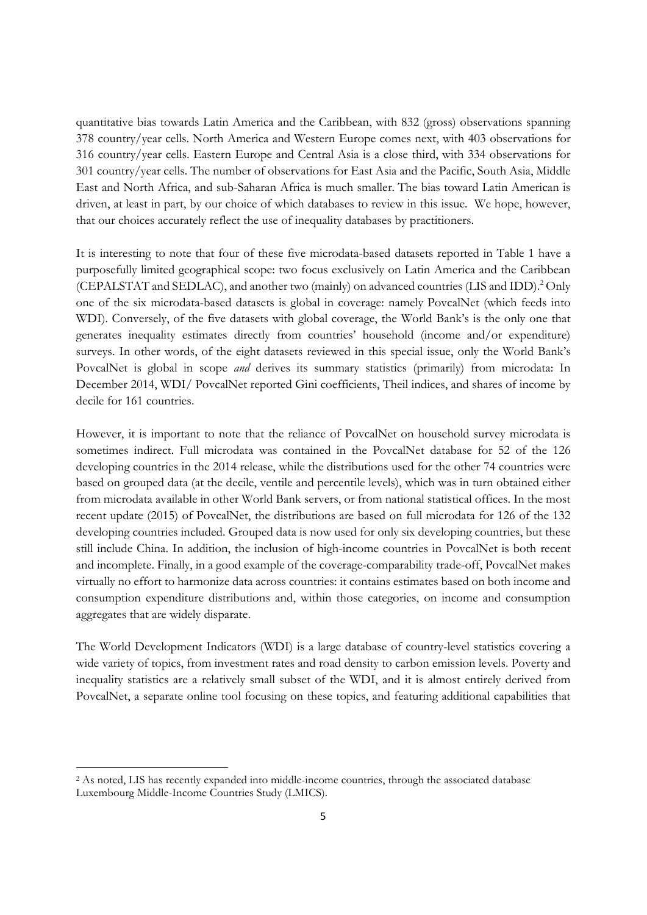quantitative bias towards Latin America and the Caribbean, with 832 (gross) observations spanning 378 country/year cells. North America and Western Europe comes next, with 403 observations for 316 country/year cells. Eastern Europe and Central Asia is a close third, with 334 observations for 301 country/year cells. The number of observations for East Asia and the Pacific, South Asia, Middle East and North Africa, and sub-Saharan Africa is much smaller. The bias toward Latin American is driven, at least in part, by our choice of which databases to review in this issue. We hope, however, that our choices accurately reflect the use of inequality databases by practitioners.

It is interesting to note that four of these five microdata-based datasets reported in Table 1 have a purposefully limited geographical scope: two focus exclusively on Latin America and the Caribbean (CEPALSTAT and SEDLAC), and another two (mainly) on advanced countries (LIS and IDD).[2] Only one of the six microdata-based datasets is global in coverage: namely PovcalNet (which feeds into WDI). Conversely, of the five datasets with global coverage, the World Bank's is the only one that generates inequality estimates directly from countries' household (income and/or expenditure) surveys. In other words, of the eight datasets reviewed in this special issue, only the World Bank's PovcalNet is global in scope *and* derives its summary statistics (primarily) from microdata: In December 2014, WDI/ PovcalNet reported Gini coefficients, Theil indices, and shares of income by decile for 161 countries.

However, it is important to note that the reliance of PovcalNet on household survey microdata is sometimes indirect. Full microdata was contained in the PovcalNet database for 52 of the 126 developing countries in the 2014 release, while the distributions used for the other 74 countries were based on grouped data (at the decile, ventile and percentile levels), which was in turn obtained either from microdata available in other World Bank servers, or from national statistical offices. In the most recent update (2015) of PovcalNet, the distributions are based on full microdata for 126 of the 132 developing countries included. Grouped data is now used for only six developing countries, but these still include China. In addition, the inclusion of high-income countries in PovcalNet is both recent and incomplete. Finally, in a good example of the coverage-comparability trade-off, PovcalNet makes virtually no effort to harmonize data across countries: it contains estimates based on both income and consumption expenditure distributions and, within those categories, on income and consumption aggregates that are widely disparate.

The World Development Indicators (WDI) is a large database of country-level statistics covering a wide variety of topics, from investment rates and road density to carbon emission levels. Poverty and inequality statistics are a relatively small subset of the WDI, and it is almost entirely derived from PovcalNet, a separate online tool focusing on these topics, and featuring additional capabilities that

[2] As noted, LIS has recently expanded into middle-income countries, through the associated database Luxembourg Middle-Income Countries Study (LMICS).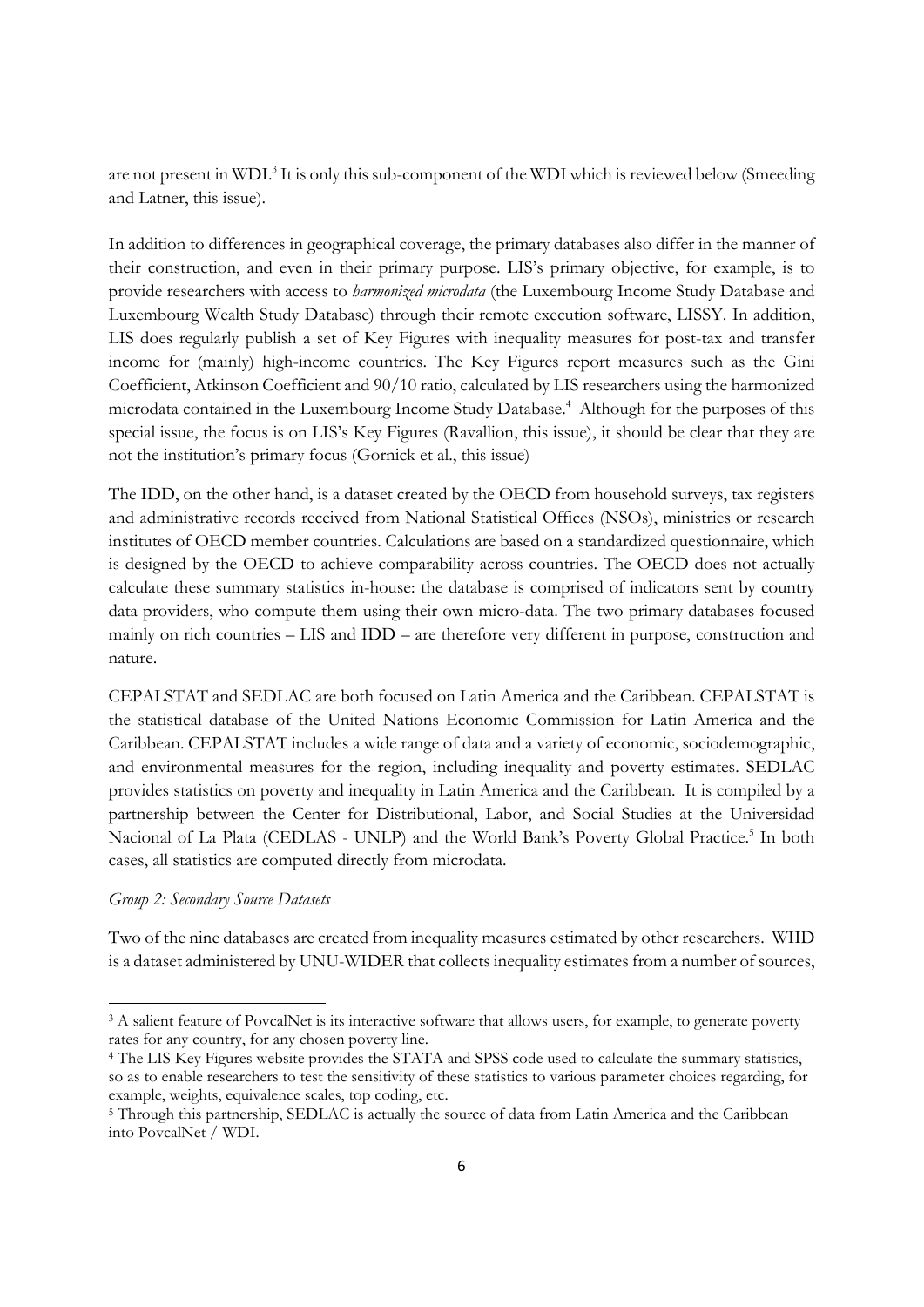are not present in WDI.[3] It is only this sub-component of the WDI which is reviewed below (Smeeding and Latner, this issue).

In addition to differences in geographical coverage, the primary databases also differ in the manner of their construction, and even in their primary purpose. LIS's primary objective, for example, is to provide researchers with access to *harmonized microdata* (the Luxembourg Income Study Database and Luxembourg Wealth Study Database) through their remote execution software, LISSY. In addition, LIS does regularly publish a set of Key Figures with inequality measures for post-tax and transfer income for (mainly) high-income countries. The Key Figures report measures such as the Gini Coefficient, Atkinson Coefficient and 90/10 ratio, calculated by LIS researchers using the harmonized microdata contained in the Luxembourg Income Study Database.[4] Although for the purposes of this special issue, the focus is on LIS's Key Figures (Ravallion, this issue), it should be clear that they are not the institution's primary focus (Gornick et al., this issue)

The IDD, on the other hand, is a dataset created by the OECD from household surveys, tax registers and administrative records received from National Statistical Offices (NSOs), ministries or research institutes of OECD member countries. Calculations are based on a standardized questionnaire, which is designed by the OECD to achieve comparability across countries. The OECD does not actually calculate these summary statistics in-house: the database is comprised of indicators sent by country data providers, who compute them using their own micro-data. The two primary databases focused mainly on rich countries – LIS and IDD – are therefore very different in purpose, construction and nature.

CEPALSTAT and SEDLAC are both focused on Latin America and the Caribbean. CEPALSTAT is the statistical database of the United Nations Economic Commission for Latin America and the Caribbean. CEPALSTAT includes a wide range of data and a variety of economic, sociodemographic, and environmental measures for the region, including inequality and poverty estimates. SEDLAC provides statistics on poverty and inequality in Latin America and the Caribbean. It is compiled by a partnership between the Center for Distributional, Labor, and Social Studies at the Universidad Nacional of La Plata (CEDLAS - UNLP) and the World Bank's Poverty Global Practice.[5] In both cases, all statistics are computed directly from microdata.

*Group 2: Secondary Source Datasets*

Two of the nine databases are created from inequality measures estimated by other researchers. WIID is a dataset administered by UNU-WIDER that collects inequality estimates from a number of sources,

[3] A salient feature of PovcalNet is its interactive software that allows users, for example, to generate poverty rates for any country, for any chosen poverty line.

[4] The LIS Key Figures website provides the STATA and SPSS code used to calculate the summary statistics, so as to enable researchers to test the sensitivity of these statistics to various parameter choices regarding, for example, weights, equivalence scales, top coding, etc.

[5] Through this partnership, SEDLAC is actually the source of data from Latin America and the Caribbean into PovcalNet / WDI.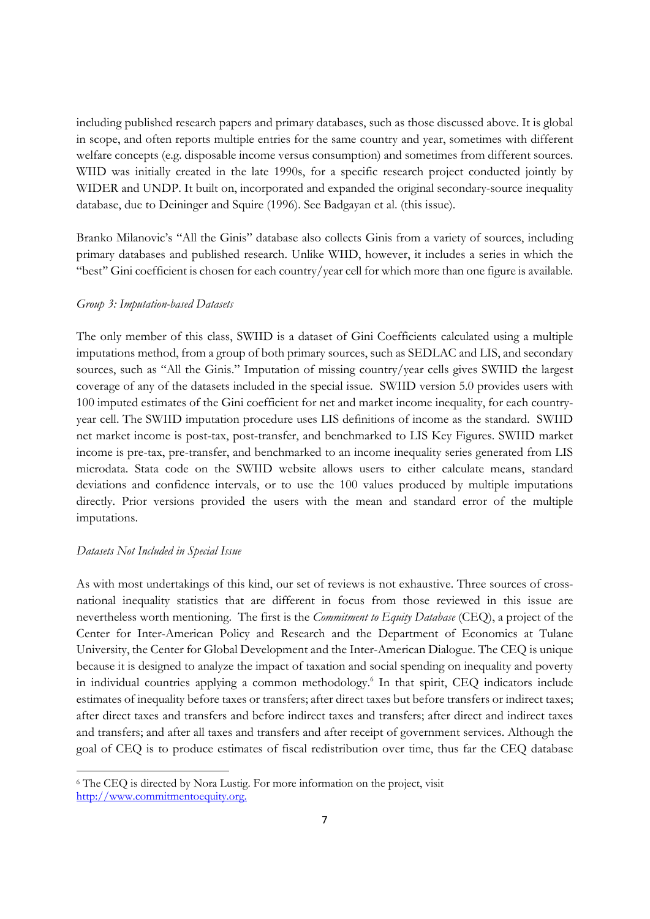including published research papers and primary databases, such as those discussed above. It is global in scope, and often reports multiple entries for the same country and year, sometimes with different welfare concepts (e.g. disposable income versus consumption) and sometimes from different sources. WIID was initially created in the late 1990s, for a specific research project conducted jointly by WIDER and UNDP. It built on, incorporated and expanded the original secondary-source inequality database, due to Deininger and Squire (1996). See Badgayan et al. (this issue).

Branko Milanovic's "All the Ginis" database also collects Ginis from a variety of sources, including primary databases and published research. Unlike WIID, however, it includes a series in which the "best" Gini coefficient is chosen for each country/year cell for which more than one figure is available.

*Group 3: Imputation-based Datasets*

The only member of this class, SWIID is a dataset of Gini Coefficients calculated using a multiple imputations method, from a group of both primary sources, such as SEDLAC and LIS, and secondary sources, such as "All the Ginis." Imputation of missing country/year cells gives SWIID the largest coverage of any of the datasets included in the special issue. SWIID version 5.0 provides users with 100 imputed estimates of the Gini coefficient for net and market income inequality, for each country-year cell. The SWIID imputation procedure uses LIS definitions of income as the standard. SWIID net market income is post-tax, post-transfer, and benchmarked to LIS Key Figures. SWIID market income is pre-tax, pre-transfer, and benchmarked to an income inequality series generated from LIS microdata. Stata code on the SWIID website allows users to either calculate means, standard deviations and confidence intervals, or to use the 100 values produced by multiple imputations directly. Prior versions provided the users with the mean and standard error of the multiple imputations.

*Datasets Not Included in Special Issue*

As with most undertakings of this kind, our set of reviews is not exhaustive. Three sources of cross-national inequality statistics that are different in focus from those reviewed in this issue are nevertheless worth mentioning. The first is the *Commitment to Equity Database* (CEQ), a project of the Center for Inter-American Policy and Research and the Department of Economics at Tulane University, the Center for Global Development and the Inter-American Dialogue. The CEQ is unique because it is designed to analyze the impact of taxation and social spending on inequality and poverty in individual countries applying a common methodology.[6] In that spirit, CEQ indicators include estimates of inequality before taxes or transfers; after direct taxes but before transfers or indirect taxes; after direct taxes and transfers and before indirect taxes and transfers; after direct and indirect taxes and transfers; and after all taxes and transfers and after receipt of government services. Although the goal of CEQ is to produce estimates of fiscal redistribution over time, thus far the CEQ database

[6] The CEQ is directed by Nora Lustig. For more information on the project, visit http://www.commitmentoequity.org.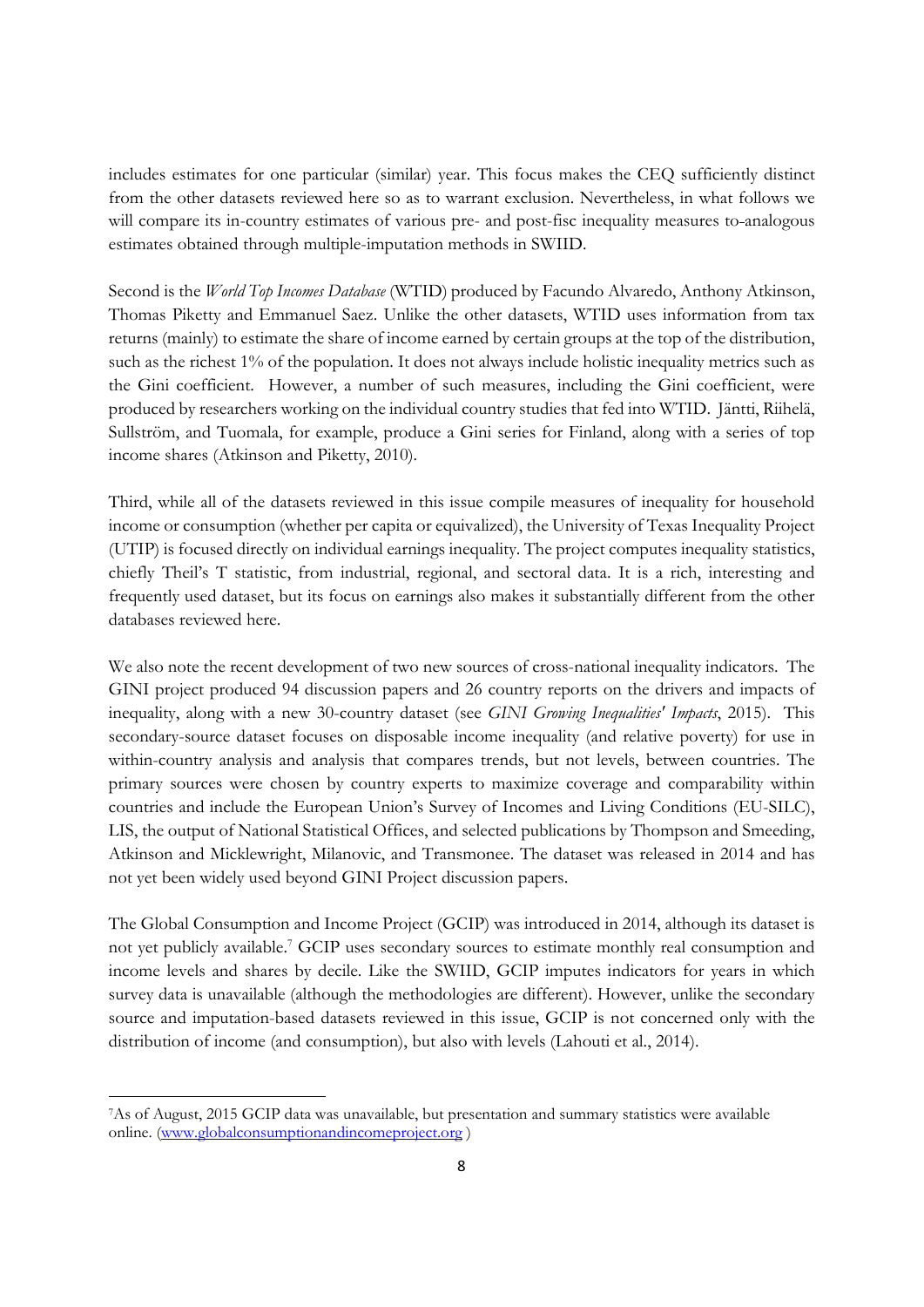includes estimates for one particular (similar) year. This focus makes the CEQ sufficiently distinct from the other datasets reviewed here so as to warrant exclusion. Nevertheless, in what follows we will compare its in-country estimates of various pre- and post-fisc inequality measures to-analogous estimates obtained through multiple-imputation methods in SWIID.

Second is the *World Top Incomes Database* (WTID) produced by Facundo Alvaredo, Anthony Atkinson, Thomas Piketty and Emmanuel Saez. Unlike the other datasets, WTID uses information from tax returns (mainly) to estimate the share of income earned by certain groups at the top of the distribution, such as the richest 1% of the population. It does not always include holistic inequality metrics such as the Gini coefficient. However, a number of such measures, including the Gini coefficient, were produced by researchers working on the individual country studies that fed into WTID. Jäntti, Riihelä, Sullström, and Tuomala, for example, produce a Gini series for Finland, along with a series of top income shares (Atkinson and Piketty, 2010).

Third, while all of the datasets reviewed in this issue compile measures of inequality for household income or consumption (whether per capita or equivalized), the University of Texas Inequality Project (UTIP) is focused directly on individual earnings inequality. The project computes inequality statistics, chiefly Theil's T statistic, from industrial, regional, and sectoral data. It is a rich, interesting and frequently used dataset, but its focus on earnings also makes it substantially different from the other databases reviewed here.

We also note the recent development of two new sources of cross-national inequality indicators. The GINI project produced 94 discussion papers and 26 country reports on the drivers and impacts of inequality, along with a new 30-country dataset (see *GINI Growing Inequalities' Impacts*, 2015). This secondary-source dataset focuses on disposable income inequality (and relative poverty) for use in within-country analysis and analysis that compares trends, but not levels, between countries. The primary sources were chosen by country experts to maximize coverage and comparability within countries and include the European Union's Survey of Incomes and Living Conditions (EU-SILC), LIS, the output of National Statistical Offices, and selected publications by Thompson and Smeeding, Atkinson and Micklewright, Milanovic, and Transmonee. The dataset was released in 2014 and has not yet been widely used beyond GINI Project discussion papers.

The Global Consumption and Income Project (GCIP) was introduced in 2014, although its dataset is not yet publicly available.[7] GCIP uses secondary sources to estimate monthly real consumption and income levels and shares by decile. Like the SWIID, GCIP imputes indicators for years in which survey data is unavailable (although the methodologies are different). However, unlike the secondary source and imputation-based datasets reviewed in this issue, GCIP is not concerned only with the distribution of income (and consumption), but also with levels (Lahouti et al., 2014).

[7] As of August, 2015 GCIP data was unavailable, but presentation and summary statistics were available online. (www.globalconsumptionandincomeproject.org )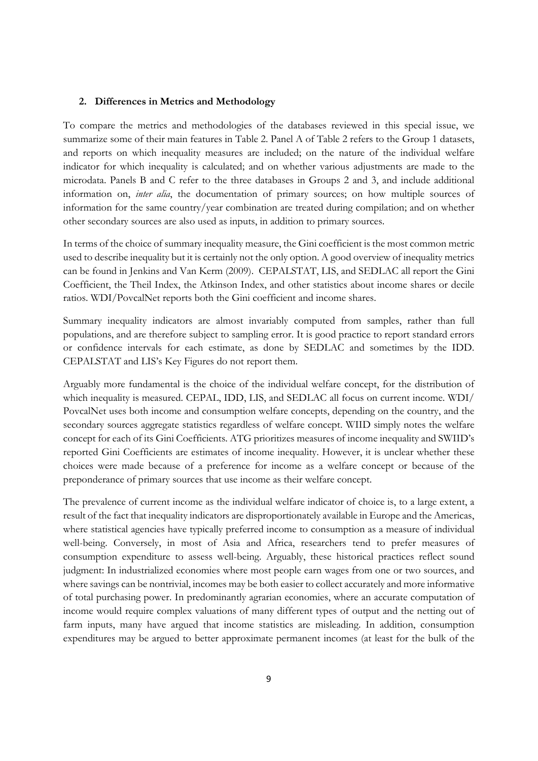### 2. Differences in Metrics and Methodology

To compare the metrics and methodologies of the databases reviewed in this special issue, we summarize some of their main features in Table 2. Panel A of Table 2 refers to the Group 1 datasets, and reports on which inequality measures are included; on the nature of the individual welfare indicator for which inequality is calculated; and on whether various adjustments are made to the microdata. Panels B and C refer to the three databases in Groups 2 and 3, and include additional information on, *inter alia*, the documentation of primary sources; on how multiple sources of information for the same country/year combination are treated during compilation; and on whether other secondary sources are also used as inputs, in addition to primary sources.

In terms of the choice of summary inequality measure, the Gini coefficient is the most common metric used to describe inequality but it is certainly not the only option. A good overview of inequality metrics can be found in Jenkins and Van Kerm (2009). CEPALSTAT, LIS, and SEDLAC all report the Gini Coefficient, the Theil Index, the Atkinson Index, and other statistics about income shares or decile ratios. WDI/PovcalNet reports both the Gini coefficient and income shares.

Summary inequality indicators are almost invariably computed from samples, rather than full populations, and are therefore subject to sampling error. It is good practice to report standard errors or confidence intervals for each estimate, as done by SEDLAC and sometimes by the IDD. CEPALSTAT and LIS's Key Figures do not report them.

Arguably more fundamental is the choice of the individual welfare concept, for the distribution of which inequality is measured. CEPAL, IDD, LIS, and SEDLAC all focus on current income. WDI/PovcalNet uses both income and consumption welfare concepts, depending on the country, and the secondary sources aggregate statistics regardless of welfare concept. WIID simply notes the welfare concept for each of its Gini Coefficients. ATG prioritizes measures of income inequality and SWIID's reported Gini Coefficients are estimates of income inequality. However, it is unclear whether these choices were made because of a preference for income as a welfare concept or because of the preponderance of primary sources that use income as their welfare concept.

The prevalence of current income as the individual welfare indicator of choice is, to a large extent, a result of the fact that inequality indicators are disproportionately available in Europe and the Americas, where statistical agencies have typically preferred income to consumption as a measure of individual well-being. Conversely, in most of Asia and Africa, researchers tend to prefer measures of consumption expenditure to assess well-being. Arguably, these historical practices reflect sound judgment: In industrialized economies where most people earn wages from one or two sources, and where savings can be nontrivial, incomes may be both easier to collect accurately and more informative of total purchasing power. In predominantly agrarian economies, where an accurate computation of income would require complex valuations of many different types of output and the netting out of farm inputs, many have argued that income statistics are misleading. In addition, consumption expenditures may be argued to better approximate permanent incomes (at least for the bulk of the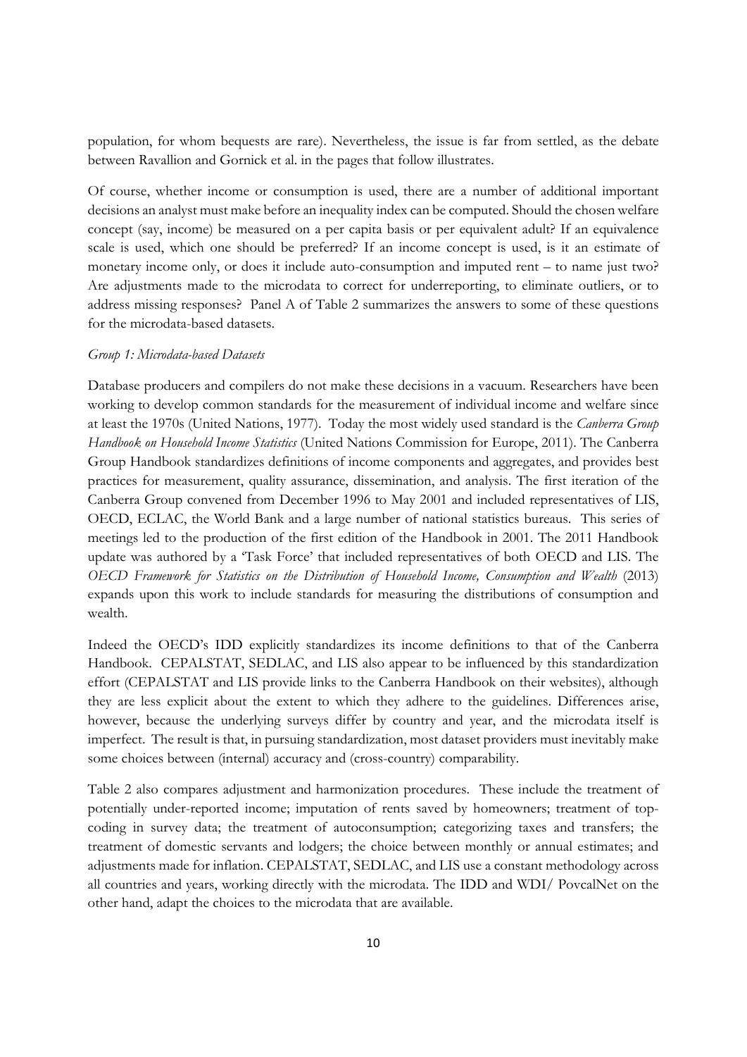population, for whom bequests are rare). Nevertheless, the issue is far from settled, as the debate between Ravallion and Gornick et al. in the pages that follow illustrates.

Of course, whether income or consumption is used, there are a number of additional important decisions an analyst must make before an inequality index can be computed. Should the chosen welfare concept (say, income) be measured on a per capita basis or per equivalent adult? If an equivalence scale is used, which one should be preferred? If an income concept is used, is it an estimate of monetary income only, or does it include auto-consumption and imputed rent – to name just two? Are adjustments made to the microdata to correct for underreporting, to eliminate outliers, or to address missing responses? Panel A of Table 2 summarizes the answers to some of these questions for the microdata-based datasets.

*Group 1: Microdata-based Datasets*

Database producers and compilers do not make these decisions in a vacuum. Researchers have been working to develop common standards for the measurement of individual income and welfare since at least the 1970s (United Nations, 1977). Today the most widely used standard is the *Canberra Group Handbook on Household Income Statistics* (United Nations Commission for Europe, 2011). The Canberra Group Handbook standardizes definitions of income components and aggregates, and provides best practices for measurement, quality assurance, dissemination, and analysis. The first iteration of the Canberra Group convened from December 1996 to May 2001 and included representatives of LIS, OECD, ECLAC, the World Bank and a large number of national statistics bureaus. This series of meetings led to the production of the first edition of the Handbook in 2001. The 2011 Handbook update was authored by a 'Task Force' that included representatives of both OECD and LIS. The *OECD Framework for Statistics on the Distribution of Household Income, Consumption and Wealth* (2013) expands upon this work to include standards for measuring the distributions of consumption and wealth.

Indeed the OECD's IDD explicitly standardizes its income definitions to that of the Canberra Handbook. CEPALSTAT, SEDLAC, and LIS also appear to be influenced by this standardization effort (CEPALSTAT and LIS provide links to the Canberra Handbook on their websites), although they are less explicit about the extent to which they adhere to the guidelines. Differences arise, however, because the underlying surveys differ by country and year, and the microdata itself is imperfect. The result is that, in pursuing standardization, most dataset providers must inevitably make some choices between (internal) accuracy and (cross-country) comparability.

Table 2 also compares adjustment and harmonization procedures. These include the treatment of potentially under-reported income; imputation of rents saved by homeowners; treatment of top-coding in survey data; the treatment of autoconsumption; categorizing taxes and transfers; the treatment of domestic servants and lodgers; the choice between monthly or annual estimates; and adjustments made for inflation. CEPALSTAT, SEDLAC, and LIS use a constant methodology across all countries and years, working directly with the microdata. The IDD and WDI/ PovcalNet on the other hand, adapt the choices to the microdata that are available.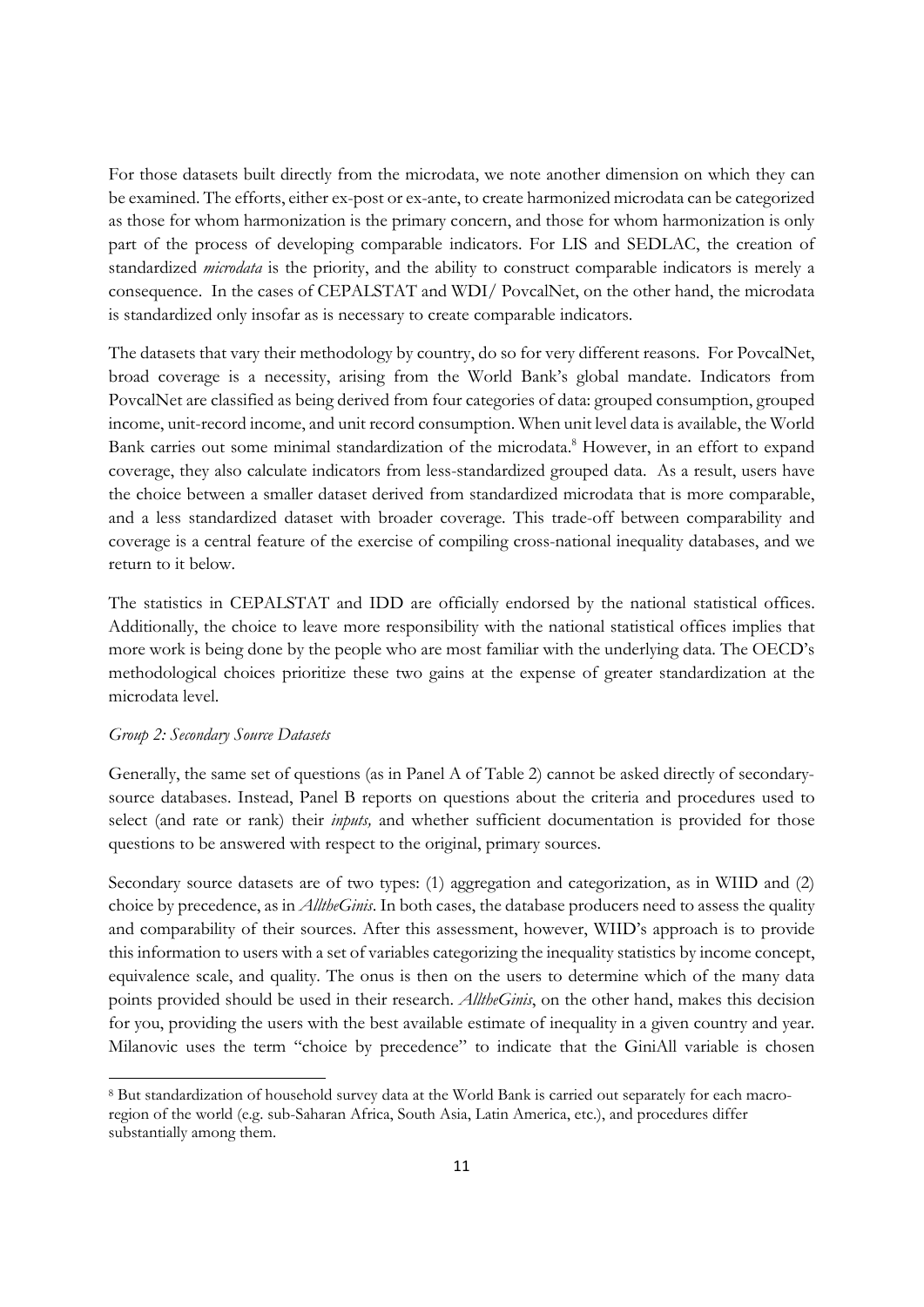For those datasets built directly from the microdata, we note another dimension on which they can be examined. The efforts, either ex-post or ex-ante, to create harmonized microdata can be categorized as those for whom harmonization is the primary concern, and those for whom harmonization is only part of the process of developing comparable indicators. For LIS and SEDLAC, the creation of standardized *microdata* is the priority, and the ability to construct comparable indicators is merely a consequence. In the cases of CEPALSTAT and WDI/ PovcalNet, on the other hand, the microdata is standardized only insofar as is necessary to create comparable indicators.

The datasets that vary their methodology by country, do so for very different reasons. For PovcalNet, broad coverage is a necessity, arising from the World Bank's global mandate. Indicators from PovcalNet are classified as being derived from four categories of data: grouped consumption, grouped income, unit-record income, and unit record consumption. When unit level data is available, the World Bank carries out some minimal standardization of the microdata.[8] However, in an effort to expand coverage, they also calculate indicators from less-standardized grouped data. As a result, users have the choice between a smaller dataset derived from standardized microdata that is more comparable, and a less standardized dataset with broader coverage. This trade-off between comparability and coverage is a central feature of the exercise of compiling cross-national inequality databases, and we return to it below.

The statistics in CEPALSTAT and IDD are officially endorsed by the national statistical offices. Additionally, the choice to leave more responsibility with the national statistical offices implies that more work is being done by the people who are most familiar with the underlying data. The OECD's methodological choices prioritize these two gains at the expense of greater standardization at the microdata level.

*Group 2: Secondary Source Datasets*

Generally, the same set of questions (as in Panel A of Table 2) cannot be asked directly of secondary-source databases. Instead, Panel B reports on questions about the criteria and procedures used to select (and rate or rank) their *inputs,* and whether sufficient documentation is provided for those questions to be answered with respect to the original, primary sources.

Secondary source datasets are of two types: (1) aggregation and categorization, as in WIID and (2) choice by precedence, as in *AlltheGinis*. In both cases, the database producers need to assess the quality and comparability of their sources. After this assessment, however, WIID's approach is to provide this information to users with a set of variables categorizing the inequality statistics by income concept, equivalence scale, and quality. The onus is then on the users to determine which of the many data points provided should be used in their research. *AlltheGinis*, on the other hand, makes this decision for you, providing the users with the best available estimate of inequality in a given country and year. Milanovic uses the term "choice by precedence" to indicate that the GiniAll variable is chosen

[8] But standardization of household survey data at the World Bank is carried out separately for each macro-region of the world (e.g. sub-Saharan Africa, South Asia, Latin America, etc.), and procedures differ substantially among them.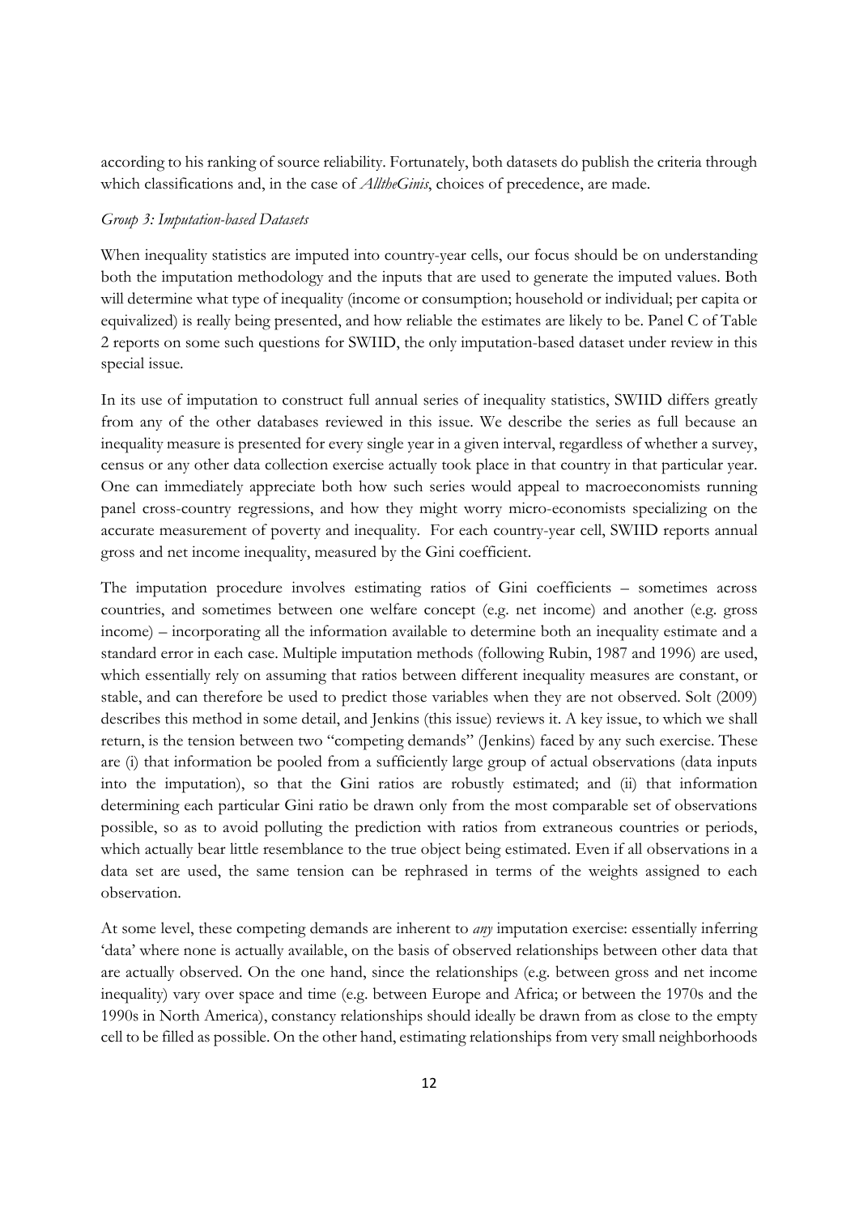according to his ranking of source reliability. Fortunately, both datasets do publish the criteria through which classifications and, in the case of *AlltheGinis*, choices of precedence, are made.

*Group 3: Imputation-based Datasets*

When inequality statistics are imputed into country-year cells, our focus should be on understanding both the imputation methodology and the inputs that are used to generate the imputed values. Both will determine what type of inequality (income or consumption; household or individual; per capita or equivalized) is really being presented, and how reliable the estimates are likely to be. Panel C of Table 2 reports on some such questions for SWIID, the only imputation-based dataset under review in this special issue.

In its use of imputation to construct full annual series of inequality statistics, SWIID differs greatly from any of the other databases reviewed in this issue. We describe the series as full because an inequality measure is presented for every single year in a given interval, regardless of whether a survey, census or any other data collection exercise actually took place in that country in that particular year. One can immediately appreciate both how such series would appeal to macroeconomists running panel cross-country regressions, and how they might worry micro-economists specializing on the accurate measurement of poverty and inequality. For each country-year cell, SWIID reports annual gross and net income inequality, measured by the Gini coefficient.

The imputation procedure involves estimating ratios of Gini coefficients – sometimes across countries, and sometimes between one welfare concept (e.g. net income) and another (e.g. gross income) – incorporating all the information available to determine both an inequality estimate and a standard error in each case. Multiple imputation methods (following Rubin, 1987 and 1996) are used, which essentially rely on assuming that ratios between different inequality measures are constant, or stable, and can therefore be used to predict those variables when they are not observed. Solt (2009) describes this method in some detail, and Jenkins (this issue) reviews it. A key issue, to which we shall return, is the tension between two "competing demands" (Jenkins) faced by any such exercise. These are (i) that information be pooled from a sufficiently large group of actual observations (data inputs into the imputation), so that the Gini ratios are robustly estimated; and (ii) that information determining each particular Gini ratio be drawn only from the most comparable set of observations possible, so as to avoid polluting the prediction with ratios from extraneous countries or periods, which actually bear little resemblance to the true object being estimated. Even if all observations in a data set are used, the same tension can be rephrased in terms of the weights assigned to each observation.

At some level, these competing demands are inherent to *any* imputation exercise: essentially inferring 'data' where none is actually available, on the basis of observed relationships between other data that are actually observed. On the one hand, since the relationships (e.g. between gross and net income inequality) vary over space and time (e.g. between Europe and Africa; or between the 1970s and the 1990s in North America), constancy relationships should ideally be drawn from as close to the empty cell to be filled as possible. On the other hand, estimating relationships from very small neighborhoods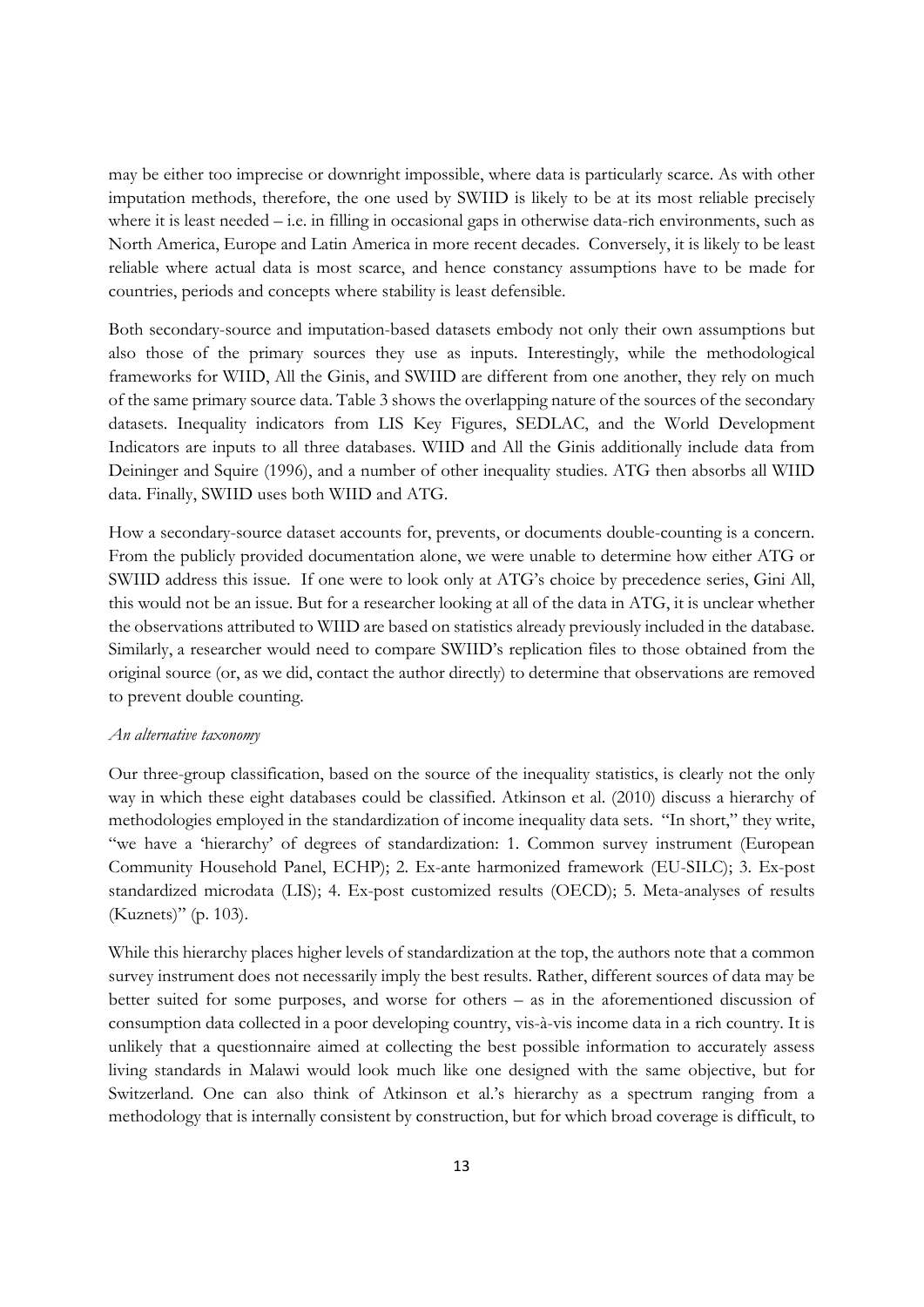may be either too imprecise or downright impossible, where data is particularly scarce. As with other imputation methods, therefore, the one used by SWIID is likely to be at its most reliable precisely where it is least needed – i.e. in filling in occasional gaps in otherwise data-rich environments, such as North America, Europe and Latin America in more recent decades. Conversely, it is likely to be least reliable where actual data is most scarce, and hence constancy assumptions have to be made for countries, periods and concepts where stability is least defensible.

Both secondary-source and imputation-based datasets embody not only their own assumptions but also those of the primary sources they use as inputs. Interestingly, while the methodological frameworks for WIID, All the Ginis, and SWIID are different from one another, they rely on much of the same primary source data. Table 3 shows the overlapping nature of the sources of the secondary datasets. Inequality indicators from LIS Key Figures, SEDLAC, and the World Development Indicators are inputs to all three databases. WIID and All the Ginis additionally include data from Deininger and Squire (1996), and a number of other inequality studies. ATG then absorbs all WIID data. Finally, SWIID uses both WIID and ATG.

How a secondary-source dataset accounts for, prevents, or documents double-counting is a concern. From the publicly provided documentation alone, we were unable to determine how either ATG or SWIID address this issue. If one were to look only at ATG's choice by precedence series, Gini All, this would not be an issue. But for a researcher looking at all of the data in ATG, it is unclear whether the observations attributed to WIID are based on statistics already previously included in the database. Similarly, a researcher would need to compare SWIID's replication files to those obtained from the original source (or, as we did, contact the author directly) to determine that observations are removed to prevent double counting.

*An alternative taxonomy*

Our three-group classification, based on the source of the inequality statistics, is clearly not the only way in which these eight databases could be classified. Atkinson et al. (2010) discuss a hierarchy of methodologies employed in the standardization of income inequality data sets. "In short," they write, "we have a 'hierarchy' of degrees of standardization: 1. Common survey instrument (European Community Household Panel, ECHP); 2. Ex-ante harmonized framework (EU-SILC); 3. Ex-post standardized microdata (LIS); 4. Ex-post customized results (OECD); 5. Meta-analyses of results (Kuznets)" (p. 103).

While this hierarchy places higher levels of standardization at the top, the authors note that a common survey instrument does not necessarily imply the best results. Rather, different sources of data may be better suited for some purposes, and worse for others – as in the aforementioned discussion of consumption data collected in a poor developing country, vis-à-vis income data in a rich country. It is unlikely that a questionnaire aimed at collecting the best possible information to accurately assess living standards in Malawi would look much like one designed with the same objective, but for Switzerland. One can also think of Atkinson et al.'s hierarchy as a spectrum ranging from a methodology that is internally consistent by construction, but for which broad coverage is difficult, to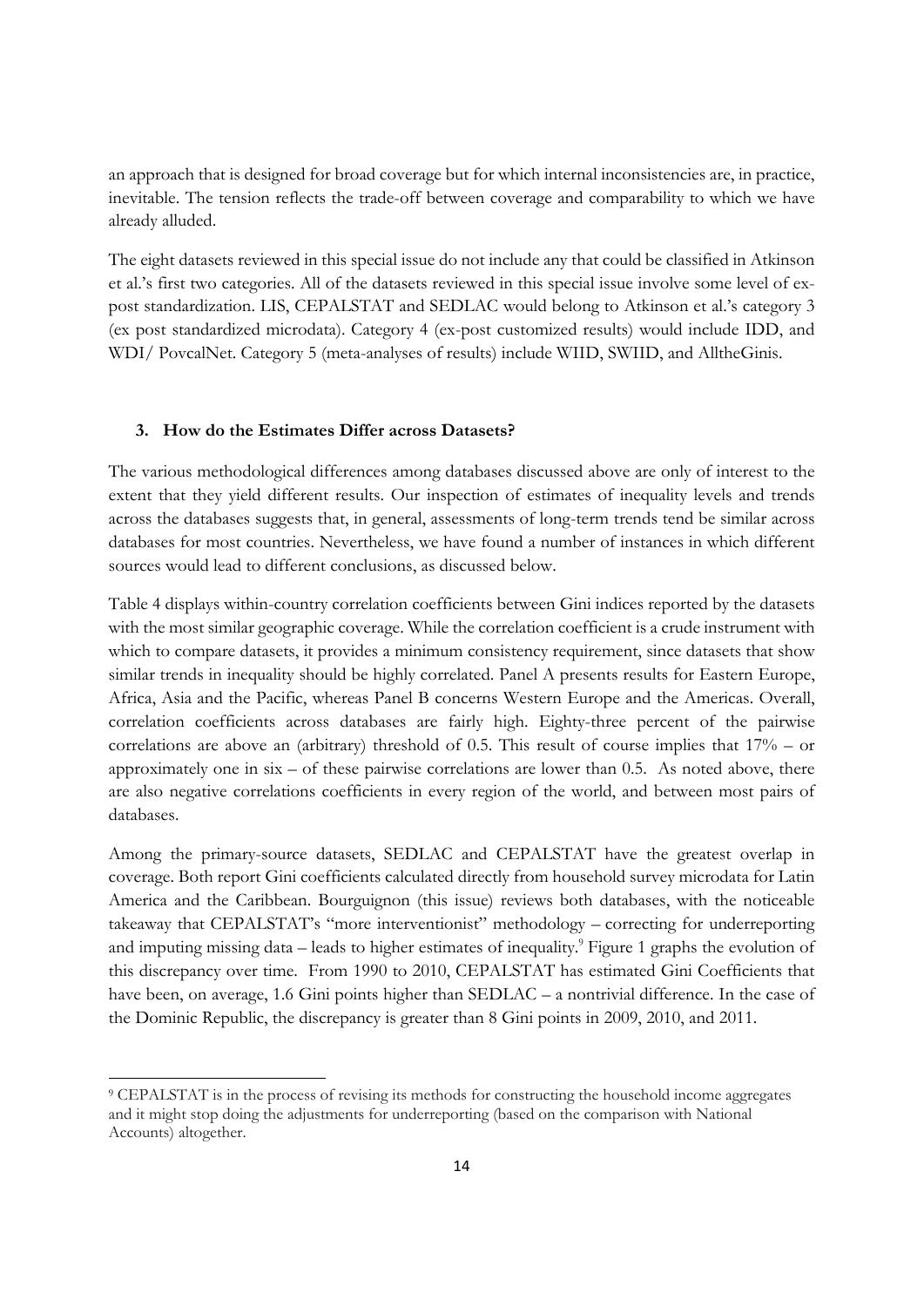an approach that is designed for broad coverage but for which internal inconsistencies are, in practice, inevitable. The tension reflects the trade-off between coverage and comparability to which we have already alluded.

The eight datasets reviewed in this special issue do not include any that could be classified in Atkinson et al.'s first two categories. All of the datasets reviewed in this special issue involve some level of ex-post standardization. LIS, CEPALSTAT and SEDLAC would belong to Atkinson et al.'s category 3 (ex post standardized microdata). Category 4 (ex-post customized results) would include IDD, and WDI/ PovcalNet. Category 5 (meta-analyses of results) include WIID, SWIID, and AlltheGinis.

### 3. How do the Estimates Differ across Datasets?

The various methodological differences among databases discussed above are only of interest to the extent that they yield different results. Our inspection of estimates of inequality levels and trends across the databases suggests that, in general, assessments of long-term trends tend be similar across databases for most countries. Nevertheless, we have found a number of instances in which different sources would lead to different conclusions, as discussed below.

Table 4 displays within-country correlation coefficients between Gini indices reported by the datasets with the most similar geographic coverage. While the correlation coefficient is a crude instrument with which to compare datasets, it provides a minimum consistency requirement, since datasets that show similar trends in inequality should be highly correlated. Panel A presents results for Eastern Europe, Africa, Asia and the Pacific, whereas Panel B concerns Western Europe and the Americas. Overall, correlation coefficients across databases are fairly high. Eighty-three percent of the pairwise correlations are above an (arbitrary) threshold of 0.5. This result of course implies that 17% – or approximately one in six – of these pairwise correlations are lower than 0.5. As noted above, there are also negative correlations coefficients in every region of the world, and between most pairs of databases.

Among the primary-source datasets, SEDLAC and CEPALSTAT have the greatest overlap in coverage. Both report Gini coefficients calculated directly from household survey microdata for Latin America and the Caribbean. Bourguignon (this issue) reviews both databases, with the noticeable takeaway that CEPALSTAT's "more interventionist" methodology – correcting for underreporting and imputing missing data – leads to higher estimates of inequality.[9] Figure 1 graphs the evolution of this discrepancy over time. From 1990 to 2010, CEPALSTAT has estimated Gini Coefficients that have been, on average, 1.6 Gini points higher than SEDLAC – a nontrivial difference. In the case of the Dominic Republic, the discrepancy is greater than 8 Gini points in 2009, 2010, and 2011.

[9] CEPALSTAT is in the process of revising its methods for constructing the household income aggregates and it might stop doing the adjustments for underreporting (based on the comparison with National Accounts) altogether.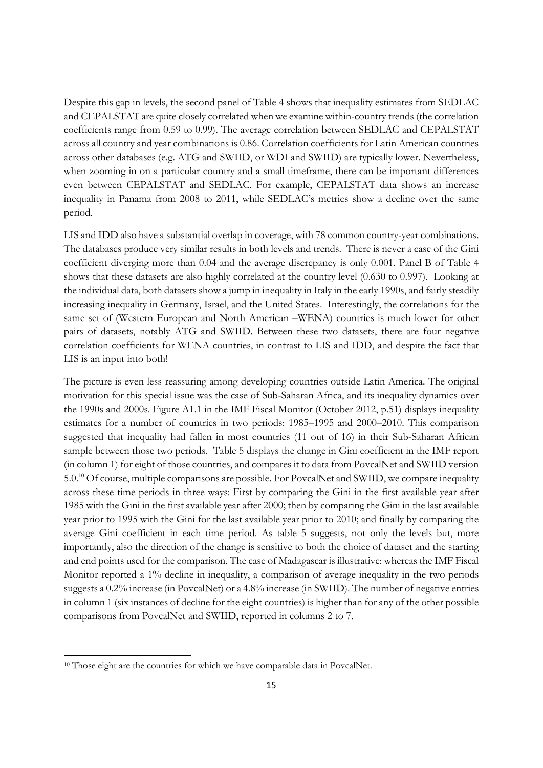Despite this gap in levels, the second panel of Table 4 shows that inequality estimates from SEDLAC and CEPALSTAT are quite closely correlated when we examine within-country trends (the correlation coefficients range from 0.59 to 0.99). The average correlation between SEDLAC and CEPALSTAT across all country and year combinations is 0.86. Correlation coefficients for Latin American countries across other databases (e.g. ATG and SWIID, or WDI and SWIID) are typically lower. Nevertheless, when zooming in on a particular country and a small timeframe, there can be important differences even between CEPALSTAT and SEDLAC. For example, CEPALSTAT data shows an increase inequality in Panama from 2008 to 2011, while SEDLAC's metrics show a decline over the same period.

LIS and IDD also have a substantial overlap in coverage, with 78 common country-year combinations. The databases produce very similar results in both levels and trends. There is never a case of the Gini coefficient diverging more than 0.04 and the average discrepancy is only 0.001. Panel B of Table 4 shows that these datasets are also highly correlated at the country level (0.630 to 0.997). Looking at the individual data, both datasets show a jump in inequality in Italy in the early 1990s, and fairly steadily increasing inequality in Germany, Israel, and the United States. Interestingly, the correlations for the same set of (Western European and North American –WENA) countries is much lower for other pairs of datasets, notably ATG and SWIID. Between these two datasets, there are four negative correlation coefficients for WENA countries, in contrast to LIS and IDD, and despite the fact that LIS is an input into both!

The picture is even less reassuring among developing countries outside Latin America. The original motivation for this special issue was the case of Sub-Saharan Africa, and its inequality dynamics over the 1990s and 2000s. Figure A1.1 in the IMF Fiscal Monitor (October 2012, p.51) displays inequality estimates for a number of countries in two periods: 1985–1995 and 2000–2010. This comparison suggested that inequality had fallen in most countries (11 out of 16) in their Sub-Saharan African sample between those two periods. Table 5 displays the change in Gini coefficient in the IMF report (in column 1) for eight of those countries, and compares it to data from PovcalNet and SWIID version 5.0.[10] Of course, multiple comparisons are possible. For PovcalNet and SWIID, we compare inequality across these time periods in three ways: First by comparing the Gini in the first available year after 1985 with the Gini in the first available year after 2000; then by comparing the Gini in the last available year prior to 1995 with the Gini for the last available year prior to 2010; and finally by comparing the average Gini coefficient in each time period. As table 5 suggests, not only the levels but, more importantly, also the direction of the change is sensitive to both the choice of dataset and the starting and end points used for the comparison. The case of Madagascar is illustrative: whereas the IMF Fiscal Monitor reported a 1% decline in inequality, a comparison of average inequality in the two periods suggests a 0.2% increase (in PovcalNet) or a 4.8% increase (in SWIID). The number of negative entries in column 1 (six instances of decline for the eight countries) is higher than for any of the other possible comparisons from PovcalNet and SWIID, reported in columns 2 to 7.

[10] Those eight are the countries for which we have comparable data in PovcalNet.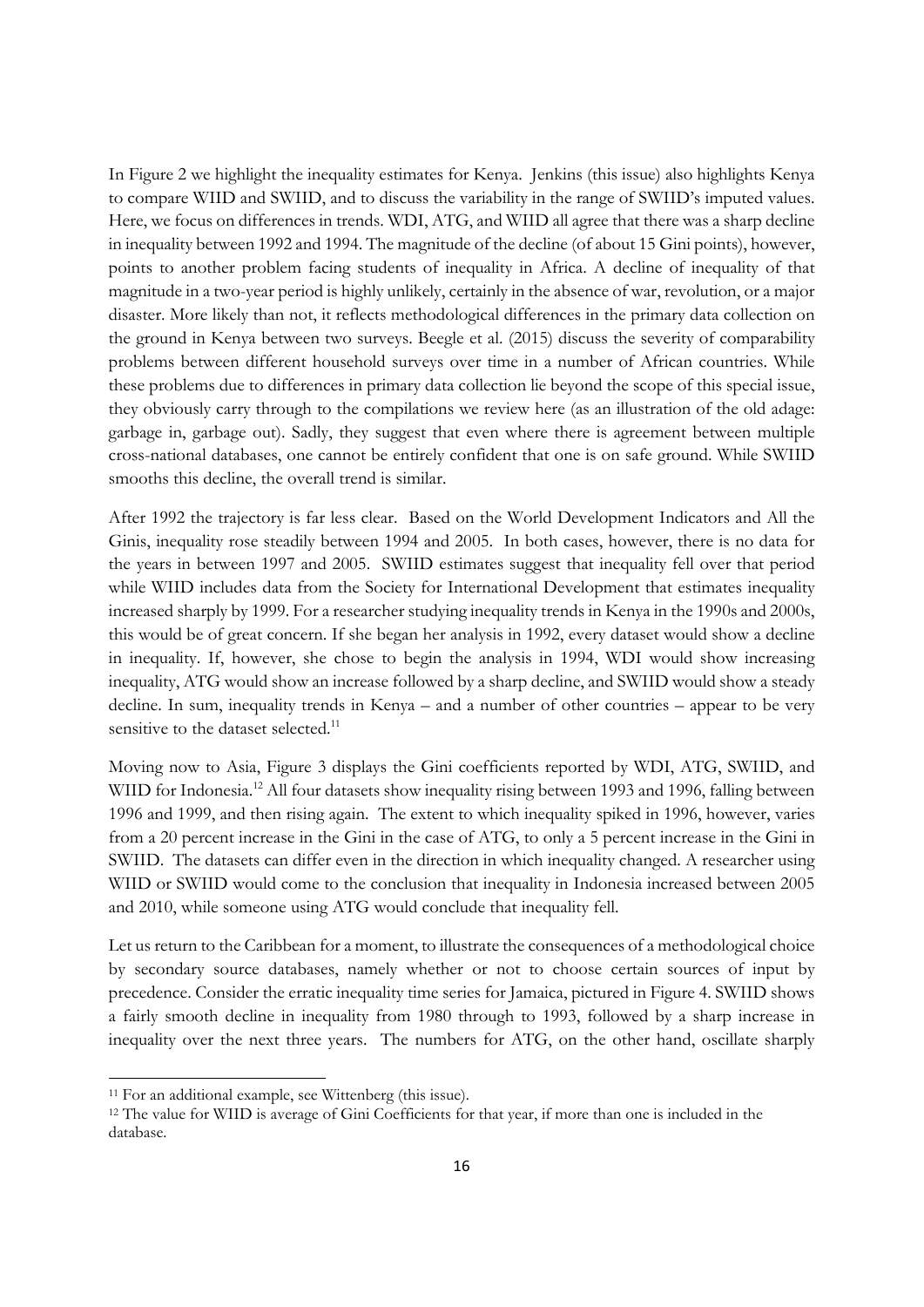In Figure 2 we highlight the inequality estimates for Kenya. Jenkins (this issue) also highlights Kenya to compare WIID and SWIID, and to discuss the variability in the range of SWIID's imputed values. Here, we focus on differences in trends. WDI, ATG, and WIID all agree that there was a sharp decline in inequality between 1992 and 1994. The magnitude of the decline (of about 15 Gini points), however, points to another problem facing students of inequality in Africa. A decline of inequality of that magnitude in a two-year period is highly unlikely, certainly in the absence of war, revolution, or a major disaster. More likely than not, it reflects methodological differences in the primary data collection on the ground in Kenya between two surveys. Beegle et al. (2015) discuss the severity of comparability problems between different household surveys over time in a number of African countries. While these problems due to differences in primary data collection lie beyond the scope of this special issue, they obviously carry through to the compilations we review here (as an illustration of the old adage: garbage in, garbage out). Sadly, they suggest that even where there is agreement between multiple cross-national databases, one cannot be entirely confident that one is on safe ground. While SWIID smooths this decline, the overall trend is similar.

After 1992 the trajectory is far less clear. Based on the World Development Indicators and All the Ginis, inequality rose steadily between 1994 and 2005. In both cases, however, there is no data for the years in between 1997 and 2005. SWIID estimates suggest that inequality fell over that period while WIID includes data from the Society for International Development that estimates inequality increased sharply by 1999. For a researcher studying inequality trends in Kenya in the 1990s and 2000s, this would be of great concern. If she began her analysis in 1992, every dataset would show a decline in inequality. If, however, she chose to begin the analysis in 1994, WDI would show increasing inequality, ATG would show an increase followed by a sharp decline, and SWIID would show a steady decline. In sum, inequality trends in Kenya – and a number of other countries – appear to be very sensitive to the dataset selected.[11]

Moving now to Asia, Figure 3 displays the Gini coefficients reported by WDI, ATG, SWIID, and WIID for Indonesia.[12] All four datasets show inequality rising between 1993 and 1996, falling between 1996 and 1999, and then rising again. The extent to which inequality spiked in 1996, however, varies from a 20 percent increase in the Gini in the case of ATG, to only a 5 percent increase in the Gini in SWIID. The datasets can differ even in the direction in which inequality changed. A researcher using WIID or SWIID would come to the conclusion that inequality in Indonesia increased between 2005 and 2010, while someone using ATG would conclude that inequality fell.

Let us return to the Caribbean for a moment, to illustrate the consequences of a methodological choice by secondary source databases, namely whether or not to choose certain sources of input by precedence. Consider the erratic inequality time series for Jamaica, pictured in Figure 4. SWIID shows a fairly smooth decline in inequality from 1980 through to 1993, followed by a sharp increase in inequality over the next three years. The numbers for ATG, on the other hand, oscillate sharply

[11] For an additional example, see Wittenberg (this issue).

[12] The value for WIID is average of Gini Coefficients for that year, if more than one is included in the database.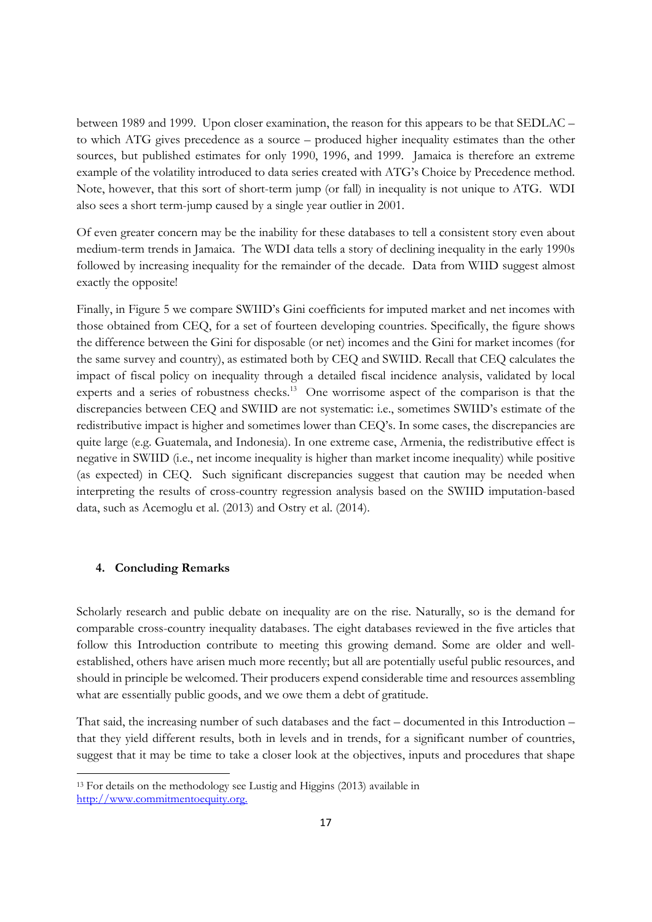between 1989 and 1999. Upon closer examination, the reason for this appears to be that SEDLAC – to which ATG gives precedence as a source – produced higher inequality estimates than the other sources, but published estimates for only 1990, 1996, and 1999. Jamaica is therefore an extreme example of the volatility introduced to data series created with ATG's Choice by Precedence method. Note, however, that this sort of short-term jump (or fall) in inequality is not unique to ATG. WDI also sees a short term-jump caused by a single year outlier in 2001.

Of even greater concern may be the inability for these databases to tell a consistent story even about medium-term trends in Jamaica. The WDI data tells a story of declining inequality in the early 1990s followed by increasing inequality for the remainder of the decade. Data from WIID suggest almost exactly the opposite!

Finally, in Figure 5 we compare SWIID's Gini coefficients for imputed market and net incomes with those obtained from CEQ, for a set of fourteen developing countries. Specifically, the figure shows the difference between the Gini for disposable (or net) incomes and the Gini for market incomes (for the same survey and country), as estimated both by CEQ and SWIID. Recall that CEQ calculates the impact of fiscal policy on inequality through a detailed fiscal incidence analysis, validated by local experts and a series of robustness checks.[13] One worrisome aspect of the comparison is that the discrepancies between CEQ and SWIID are not systematic: i.e., sometimes SWIID's estimate of the redistributive impact is higher and sometimes lower than CEQ's. In some cases, the discrepancies are quite large (e.g. Guatemala, and Indonesia). In one extreme case, Armenia, the redistributive effect is negative in SWIID (i.e., net income inequality is higher than market income inequality) while positive (as expected) in CEQ. Such significant discrepancies suggest that caution may be needed when interpreting the results of cross-country regression analysis based on the SWIID imputation-based data, such as Acemoglu et al. (2013) and Ostry et al. (2014).

## 4. Concluding Remarks

Scholarly research and public debate on inequality are on the rise. Naturally, so is the demand for comparable cross-country inequality databases. The eight databases reviewed in the five articles that follow this Introduction contribute to meeting this growing demand. Some are older and well-established, others have arisen much more recently; but all are potentially useful public resources, and should in principle be welcomed. Their producers expend considerable time and resources assembling what are essentially public goods, and we owe them a debt of gratitude.

That said, the increasing number of such databases and the fact – documented in this Introduction – that they yield different results, both in levels and in trends, for a significant number of countries, suggest that it may be time to take a closer look at the objectives, inputs and procedures that shape

[13] For details on the methodology see Lustig and Higgins (2013) available in http://www.commitmentoequity.org.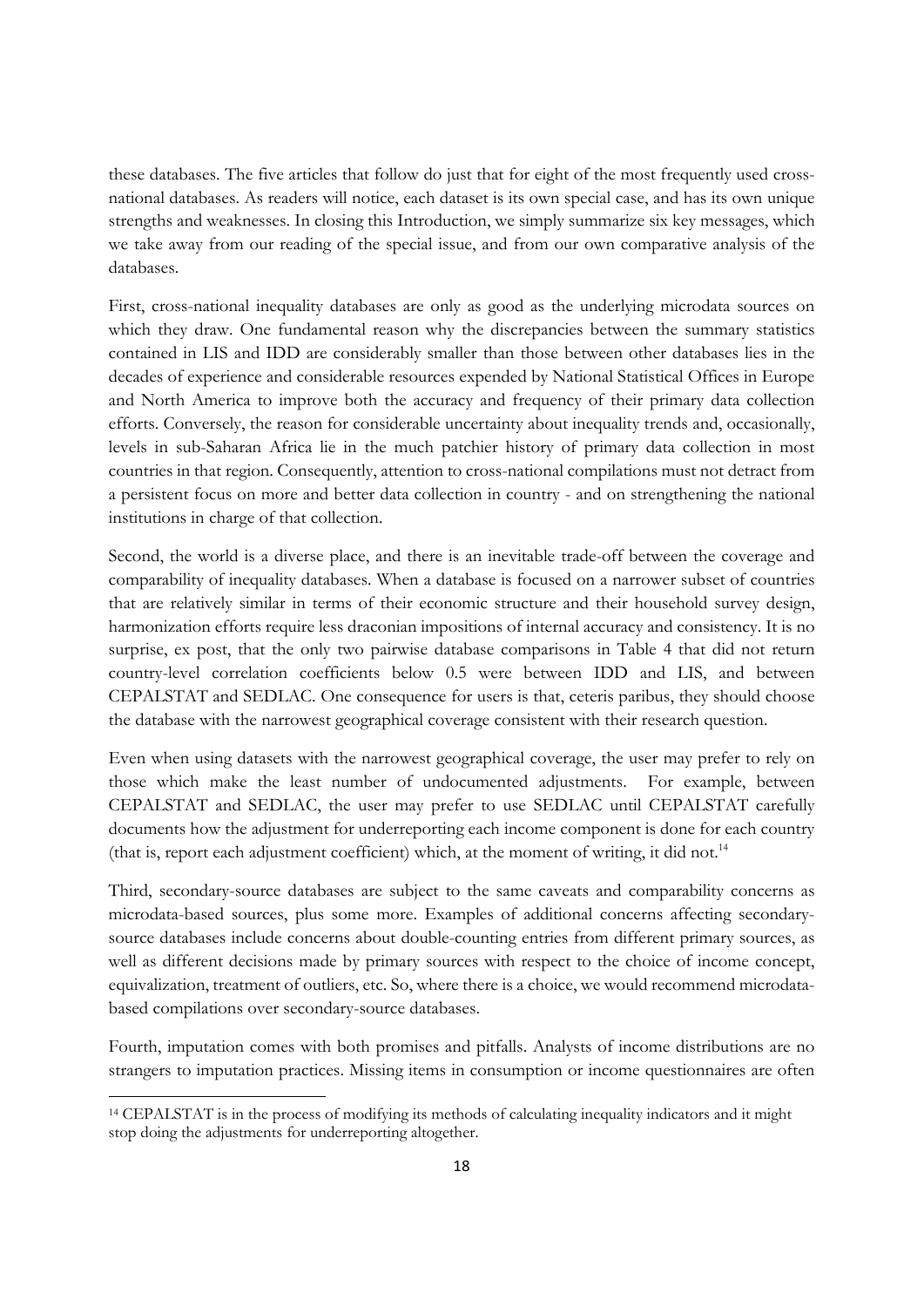these databases. The five articles that follow do just that for eight of the most frequently used cross-national databases. As readers will notice, each dataset is its own special case, and has its own unique strengths and weaknesses. In closing this Introduction, we simply summarize six key messages, which we take away from our reading of the special issue, and from our own comparative analysis of the databases.

First, cross-national inequality databases are only as good as the underlying microdata sources on which they draw. One fundamental reason why the discrepancies between the summary statistics contained in LIS and IDD are considerably smaller than those between other databases lies in the decades of experience and considerable resources expended by National Statistical Offices in Europe and North America to improve both the accuracy and frequency of their primary data collection efforts. Conversely, the reason for considerable uncertainty about inequality trends and, occasionally, levels in sub-Saharan Africa lie in the much patchier history of primary data collection in most countries in that region. Consequently, attention to cross-national compilations must not detract from a persistent focus on more and better data collection in country - and on strengthening the national institutions in charge of that collection.

Second, the world is a diverse place, and there is an inevitable trade-off between the coverage and comparability of inequality databases. When a database is focused on a narrower subset of countries that are relatively similar in terms of their economic structure and their household survey design, harmonization efforts require less draconian impositions of internal accuracy and consistency. It is no surprise, ex post, that the only two pairwise database comparisons in Table 4 that did not return country-level correlation coefficients below 0.5 were between IDD and LIS, and between CEPALSTAT and SEDLAC. One consequence for users is that, ceteris paribus, they should choose the database with the narrowest geographical coverage consistent with their research question.

Even when using datasets with the narrowest geographical coverage, the user may prefer to rely on those which make the least number of undocumented adjustments. For example, between CEPALSTAT and SEDLAC, the user may prefer to use SEDLAC until CEPALSTAT carefully documents how the adjustment for underreporting each income component is done for each country (that is, report each adjustment coefficient) which, at the moment of writing, it did not.[14]

Third, secondary-source databases are subject to the same caveats and comparability concerns as microdata-based sources, plus some more. Examples of additional concerns affecting secondary-source databases include concerns about double-counting entries from different primary sources, as well as different decisions made by primary sources with respect to the choice of income concept, equivalization, treatment of outliers, etc. So, where there is a choice, we would recommend microdata-based compilations over secondary-source databases.

Fourth, imputation comes with both promises and pitfalls. Analysts of income distributions are no strangers to imputation practices. Missing items in consumption or income questionnaires are often

[14] CEPALSTAT is in the process of modifying its methods of calculating inequality indicators and it might stop doing the adjustments for underreporting altogether.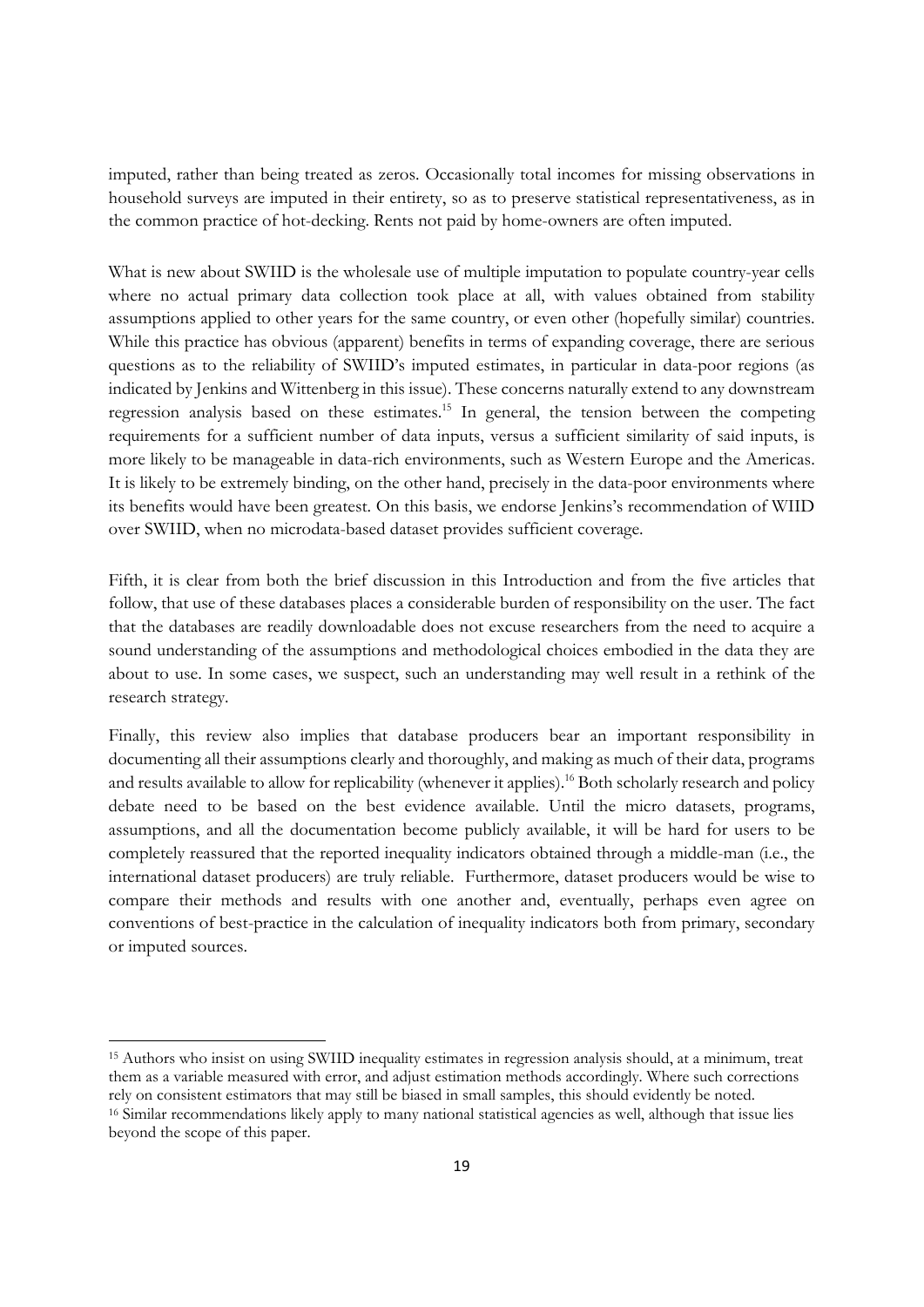imputed, rather than being treated as zeros. Occasionally total incomes for missing observations in household surveys are imputed in their entirety, so as to preserve statistical representativeness, as in the common practice of hot-decking. Rents not paid by home-owners are often imputed.

What is new about SWIID is the wholesale use of multiple imputation to populate country-year cells where no actual primary data collection took place at all, with values obtained from stability assumptions applied to other years for the same country, or even other (hopefully similar) countries. While this practice has obvious (apparent) benefits in terms of expanding coverage, there are serious questions as to the reliability of SWIID's imputed estimates, in particular in data-poor regions (as indicated by Jenkins and Wittenberg in this issue). These concerns naturally extend to any downstream regression analysis based on these estimates.[15] In general, the tension between the competing requirements for a sufficient number of data inputs, versus a sufficient similarity of said inputs, is more likely to be manageable in data-rich environments, such as Western Europe and the Americas. It is likely to be extremely binding, on the other hand, precisely in the data-poor environments where its benefits would have been greatest. On this basis, we endorse Jenkins's recommendation of WIID over SWIID, when no microdata-based dataset provides sufficient coverage.

Fifth, it is clear from both the brief discussion in this Introduction and from the five articles that follow, that use of these databases places a considerable burden of responsibility on the user. The fact that the databases are readily downloadable does not excuse researchers from the need to acquire a sound understanding of the assumptions and methodological choices embodied in the data they are about to use. In some cases, we suspect, such an understanding may well result in a rethink of the research strategy.

Finally, this review also implies that database producers bear an important responsibility in documenting all their assumptions clearly and thoroughly, and making as much of their data, programs and results available to allow for replicability (whenever it applies).[16] Both scholarly research and policy debate need to be based on the best evidence available. Until the micro datasets, programs, assumptions, and all the documentation become publicly available, it will be hard for users to be completely reassured that the reported inequality indicators obtained through a middle-man (i.e., the international dataset producers) are truly reliable. Furthermore, dataset producers would be wise to compare their methods and results with one another and, eventually, perhaps even agree on conventions of best-practice in the calculation of inequality indicators both from primary, secondary or imputed sources.

[15] Authors who insist on using SWIID inequality estimates in regression analysis should, at a minimum, treat them as a variable measured with error, and adjust estimation methods accordingly. Where such corrections rely on consistent estimators that may still be biased in small samples, this should evidently be noted.

[16] Similar recommendations likely apply to many national statistical agencies as well, although that issue lies beyond the scope of this paper.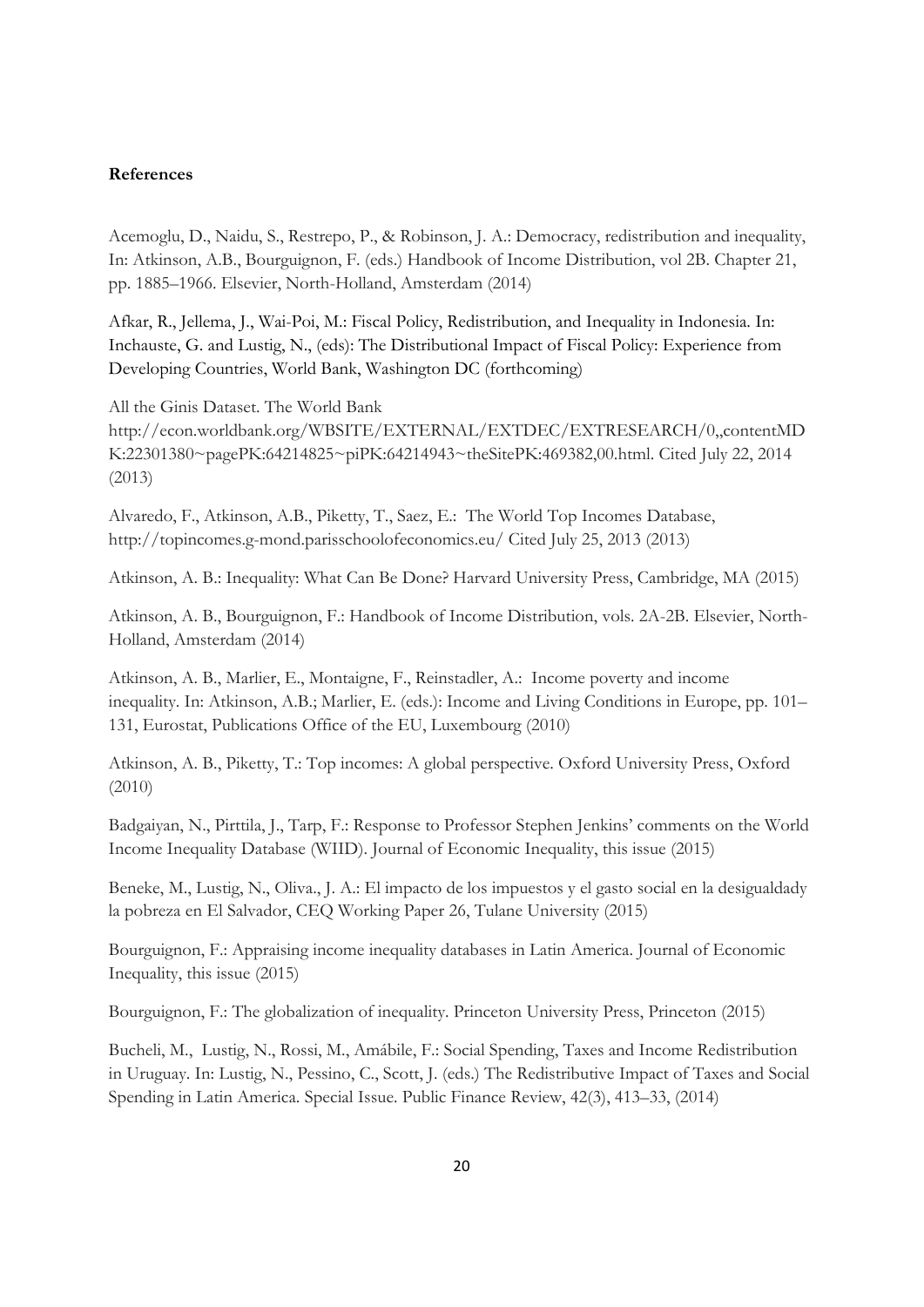**References**

Acemoglu, D., Naidu, S., Restrepo, P., & Robinson, J. A.: Democracy, redistribution and inequality, In: Atkinson, A.B., Bourguignon, F. (eds.) Handbook of Income Distribution, vol 2B. Chapter 21, pp. 1885–1966. Elsevier, North-Holland, Amsterdam (2014)

Afkar, R., Jellema, J., Wai-Poi, M.: Fiscal Policy, Redistribution, and Inequality in Indonesia. In: Inchauste, G. and Lustig, N., (eds): The Distributional Impact of Fiscal Policy: Experience from Developing Countries, World Bank, Washington DC (forthcoming)

All the Ginis Dataset. The World Bank http://econ.worldbank.org/WBSITE/EXTERNAL/EXTDEC/EXTRESEARCH/0,,contentMDK:22301380~pagePK:64214825~piPK:64214943~theSitePK:469382,00.html. Cited July 22, 2014 (2013)

Alvaredo, F., Atkinson, A.B., Piketty, T., Saez, E.: The World Top Incomes Database, http://topincomes.g-mond.parisschoolofeconomics.eu/ Cited July 25, 2013 (2013)

Atkinson, A. B.: Inequality: What Can Be Done? Harvard University Press, Cambridge, MA (2015)

Atkinson, A. B., Bourguignon, F.: Handbook of Income Distribution, vols. 2A-2B. Elsevier, North-Holland, Amsterdam (2014)

Atkinson, A. B., Marlier, E., Montaigne, F., Reinstadler, A.: Income poverty and income inequality. In: Atkinson, A.B.; Marlier, E. (eds.): Income and Living Conditions in Europe, pp. 101–131, Eurostat, Publications Office of the EU, Luxembourg (2010)

Atkinson, A. B., Piketty, T.: Top incomes: A global perspective. Oxford University Press, Oxford (2010)

Badgaiyan, N., Pirttila, J., Tarp, F.: Response to Professor Stephen Jenkins' comments on the World Income Inequality Database (WIID). Journal of Economic Inequality, this issue (2015)

Beneke, M., Lustig, N., Oliva., J. A.: El impacto de los impuestos y el gasto social en la desigualdady la pobreza en El Salvador, CEQ Working Paper 26, Tulane University (2015)

Bourguignon, F.: Appraising income inequality databases in Latin America. Journal of Economic Inequality, this issue (2015)

Bourguignon, F.: The globalization of inequality. Princeton University Press, Princeton (2015)

Bucheli, M., Lustig, N., Rossi, M., Amábile, F.: Social Spending, Taxes and Income Redistribution in Uruguay. In: Lustig, N., Pessino, C., Scott, J. (eds.) The Redistributive Impact of Taxes and Social Spending in Latin America. Special Issue. Public Finance Review, 42(3), 413–33, (2014)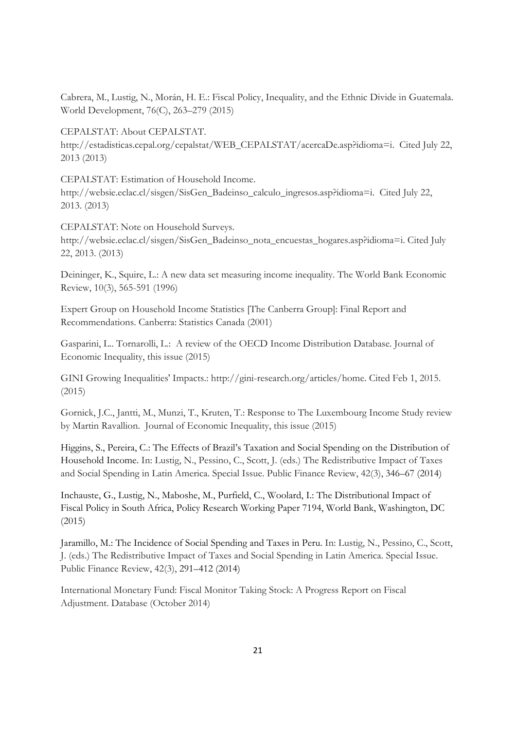Cabrera, M., Lustig, N., Morán, H. E.: Fiscal Policy, Inequality, and the Ethnic Divide in Guatemala. World Development, 76(C), 263–279 (2015)

CEPALSTAT: About CEPALSTAT. http://estadisticas.cepal.org/cepalstat/WEB_CEPALSTAT/acercaDe.asp?idioma=i. Cited July 22, 2013 (2013)

CEPALSTAT: Estimation of Household Income. http://websie.eclac.cl/sisgen/SisGen_Badeinso_calculo_ingresos.asp?idioma=i. Cited July 22, 2013. (2013)

CEPALSTAT: Note on Household Surveys. http://websie.eclac.cl/sisgen/SisGen_Badeinso_nota_encuestas_hogares.asp?idioma=i. Cited July 22, 2013. (2013)

Deininger, K., Squire, L.: A new data set measuring income inequality. The World Bank Economic Review, 10(3), 565-591 (1996)

Expert Group on Household Income Statistics [The Canberra Group]: Final Report and Recommendations. Canberra: Statistics Canada (2001)

Gasparini, L.. Tornarolli, L.: A review of the OECD Income Distribution Database. Journal of Economic Inequality, this issue (2015)

GINI Growing Inequalities' Impacts.: http://gini-research.org/articles/home. Cited Feb 1, 2015. (2015)

Gornick, J.C., Jantti, M., Munzi, T., Kruten, T.: Response to The Luxembourg Income Study review by Martin Ravallion. Journal of Economic Inequality, this issue (2015)

Higgins, S., Pereira, C.: The Effects of Brazil's Taxation and Social Spending on the Distribution of Household Income. In: Lustig, N., Pessino, C., Scott, J. (eds.) The Redistributive Impact of Taxes and Social Spending in Latin America. Special Issue. Public Finance Review, 42(3), 346–67 (2014)

Inchauste, G., Lustig, N., Maboshe, M., Purfield, C., Woolard, I.: The Distributional Impact of Fiscal Policy in South Africa, Policy Research Working Paper 7194, World Bank, Washington, DC (2015)

Jaramillo, M.: The Incidence of Social Spending and Taxes in Peru. In: Lustig, N., Pessino, C., Scott, J. (eds.) The Redistributive Impact of Taxes and Social Spending in Latin America. Special Issue. Public Finance Review, 42(3), 291–412 (2014)

International Monetary Fund: Fiscal Monitor Taking Stock: A Progress Report on Fiscal Adjustment. Database (October 2014)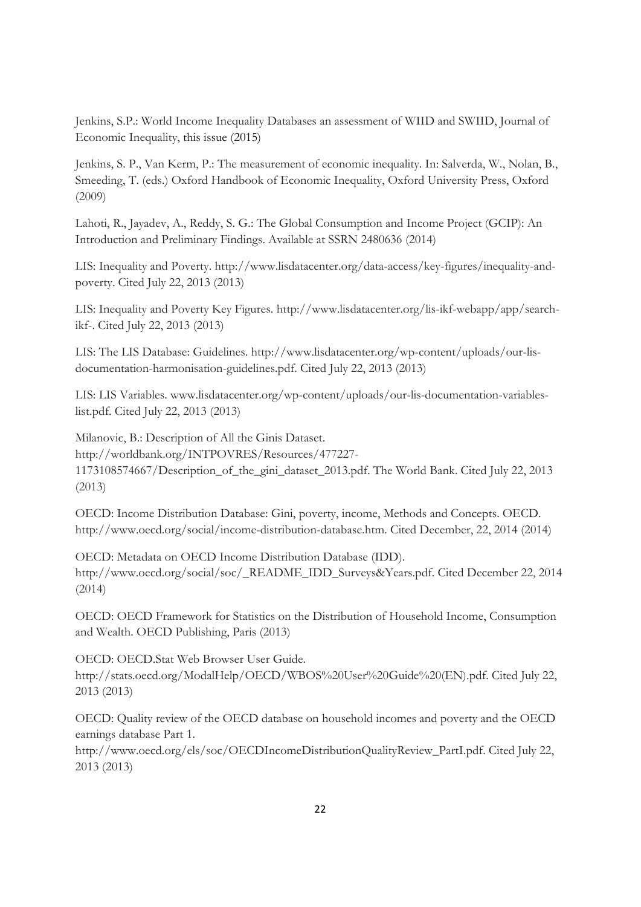Jenkins, S.P.: World Income Inequality Databases an assessment of WIID and SWIID, Journal of Economic Inequality, this issue (2015)

Jenkins, S. P., Van Kerm, P.: The measurement of economic inequality. In: Salverda, W., Nolan, B., Smeeding, T. (eds.) Oxford Handbook of Economic Inequality, Oxford University Press, Oxford (2009)

Lahoti, R., Jayadev, A., Reddy, S. G.: The Global Consumption and Income Project (GCIP): An Introduction and Preliminary Findings. Available at SSRN 2480636 (2014)

LIS: Inequality and Poverty. http://www.lisdatacenter.org/data-access/key-figures/inequality-and-poverty. Cited July 22, 2013 (2013)

LIS: Inequality and Poverty Key Figures. http://www.lisdatacenter.org/lis-ikf-webapp/app/search-ikf-. Cited July 22, 2013 (2013)

LIS: The LIS Database: Guidelines. http://www.lisdatacenter.org/wp-content/uploads/our-lis-documentation-harmonisation-guidelines.pdf. Cited July 22, 2013 (2013)

LIS: LIS Variables. www.lisdatacenter.org/wp-content/uploads/our-lis-documentation-variables-list.pdf. Cited July 22, 2013 (2013)

Milanovic, B.: Description of All the Ginis Dataset. http://worldbank.org/INTPOVRES/Resources/477227-1173108574667/Description_of_the_gini_dataset_2013.pdf. The World Bank. Cited July 22, 2013 (2013)

OECD: Income Distribution Database: Gini, poverty, income, Methods and Concepts. OECD. http://www.oecd.org/social/income-distribution-database.htm. Cited December, 22, 2014 (2014)

OECD: Metadata on OECD Income Distribution Database (IDD). http://www.oecd.org/social/soc/_README_IDD_Surveys&Years.pdf. Cited December 22, 2014 (2014)

OECD: OECD Framework for Statistics on the Distribution of Household Income, Consumption and Wealth. OECD Publishing, Paris (2013)

OECD: OECD.Stat Web Browser User Guide. http://stats.oecd.org/ModalHelp/OECD/WBOS%20User%20Guide%20(EN).pdf. Cited July 22, 2013 (2013)

OECD: Quality review of the OECD database on household incomes and poverty and the OECD earnings database Part 1. http://www.oecd.org/els/soc/OECDIncomeDistributionQualityReview_PartI.pdf. Cited July 22, 2013 (2013)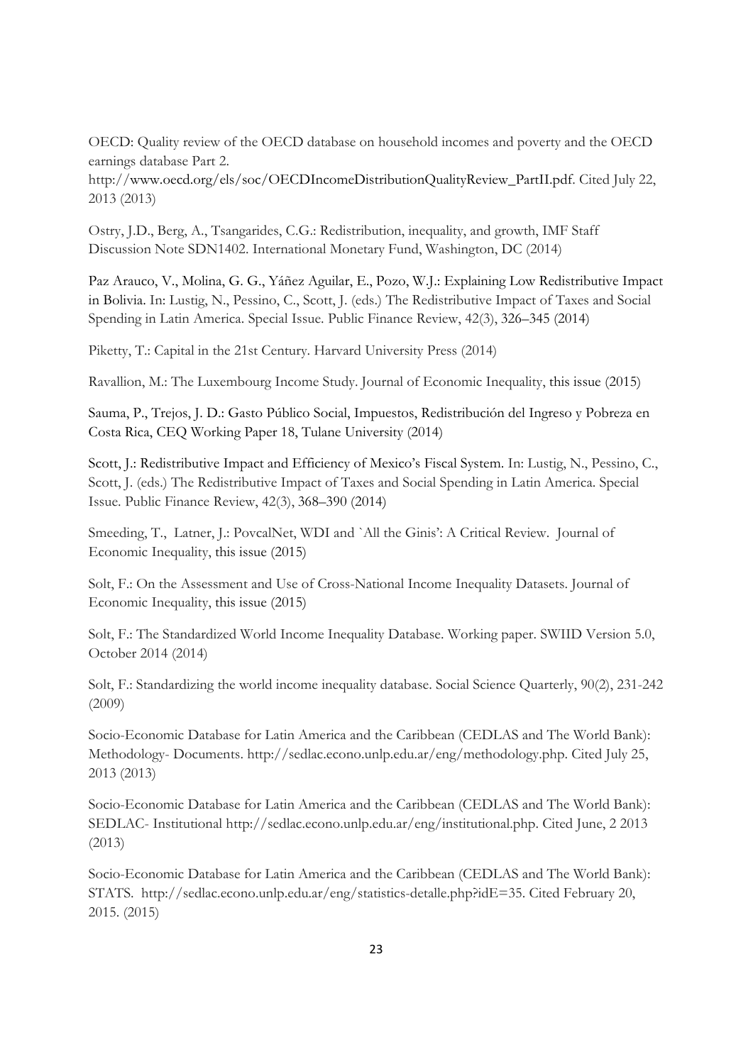OECD: Quality review of the OECD database on household incomes and poverty and the OECD earnings database Part 2. http://www.oecd.org/els/soc/OECDIncomeDistributionQualityReview_PartII.pdf. Cited July 22, 2013 (2013)

Ostry, J.D., Berg, A., Tsangarides, C.G.: Redistribution, inequality, and growth, IMF Staff Discussion Note SDN1402. International Monetary Fund, Washington, DC (2014)

Paz Arauco, V., Molina, G. G., Yáñez Aguilar, E., Pozo, W.J.: Explaining Low Redistributive Impact in Bolivia. In: Lustig, N., Pessino, C., Scott, J. (eds.) The Redistributive Impact of Taxes and Social Spending in Latin America. Special Issue. Public Finance Review, 42(3), 326–345 (2014)

Piketty, T.: Capital in the 21st Century. Harvard University Press (2014)

Ravallion, M.: The Luxembourg Income Study. Journal of Economic Inequality, this issue (2015)

Sauma, P., Trejos, J. D.: Gasto Público Social, Impuestos, Redistribución del Ingreso y Pobreza en Costa Rica, CEQ Working Paper 18, Tulane University (2014)

Scott, J.: Redistributive Impact and Efficiency of Mexico's Fiscal System. In: Lustig, N., Pessino, C., Scott, J. (eds.) The Redistributive Impact of Taxes and Social Spending in Latin America. Special Issue. Public Finance Review, 42(3), 368–390 (2014)

Smeeding, T., Latner, J.: PovcalNet, WDI and `All the Ginis': A Critical Review. Journal of Economic Inequality, this issue (2015)

Solt, F.: On the Assessment and Use of Cross-National Income Inequality Datasets. Journal of Economic Inequality, this issue (2015)

Solt, F.: The Standardized World Income Inequality Database. Working paper. SWIID Version 5.0, October 2014 (2014)

Solt, F.: Standardizing the world income inequality database. Social Science Quarterly, 90(2), 231-242 (2009)

Socio-Economic Database for Latin America and the Caribbean (CEDLAS and The World Bank): Methodology- Documents. http://sedlac.econo.unlp.edu.ar/eng/methodology.php. Cited July 25, 2013 (2013)

Socio-Economic Database for Latin America and the Caribbean (CEDLAS and The World Bank): SEDLAC- Institutional http://sedlac.econo.unlp.edu.ar/eng/institutional.php. Cited June, 2 2013 (2013)

Socio-Economic Database for Latin America and the Caribbean (CEDLAS and The World Bank): STATS. http://sedlac.econo.unlp.edu.ar/eng/statistics-detalle.php?idE=35. Cited February 20, 2015. (2015)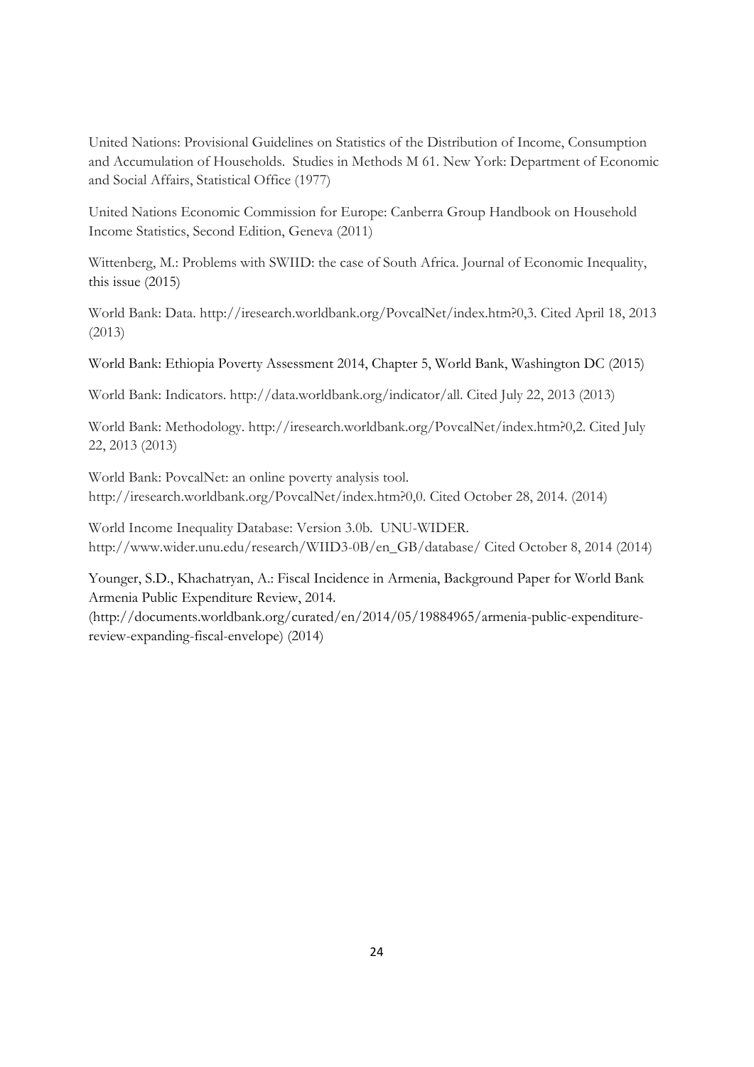United Nations: Provisional Guidelines on Statistics of the Distribution of Income, Consumption and Accumulation of Households. Studies in Methods M 61. New York: Department of Economic and Social Affairs, Statistical Office (1977)

United Nations Economic Commission for Europe: Canberra Group Handbook on Household Income Statistics, Second Edition, Geneva (2011)

Wittenberg, M.: Problems with SWIID: the case of South Africa. Journal of Economic Inequality, this issue (2015)

World Bank: Data. http://iresearch.worldbank.org/PovcalNet/index.htm?0,3. Cited April 18, 2013 (2013)

World Bank: Ethiopia Poverty Assessment 2014, Chapter 5, World Bank, Washington DC (2015)

World Bank: Indicators. http://data.worldbank.org/indicator/all. Cited July 22, 2013 (2013)

World Bank: Methodology. http://iresearch.worldbank.org/PovcalNet/index.htm?0,2. Cited July 22, 2013 (2013)

World Bank: PovcalNet: an online poverty analysis tool. http://iresearch.worldbank.org/PovcalNet/index.htm?0,0. Cited October 28, 2014. (2014)

World Income Inequality Database: Version 3.0b. UNU-WIDER. http://www.wider.unu.edu/research/WIID3-0B/en_GB/database/ Cited October 8, 2014 (2014)

Younger, S.D., Khachatryan, A.: Fiscal Incidence in Armenia, Background Paper for World Bank Armenia Public Expenditure Review, 2014. (http://documents.worldbank.org/curated/en/2014/05/19884965/armenia-public-expenditure-review-expanding-fiscal-envelope) (2014)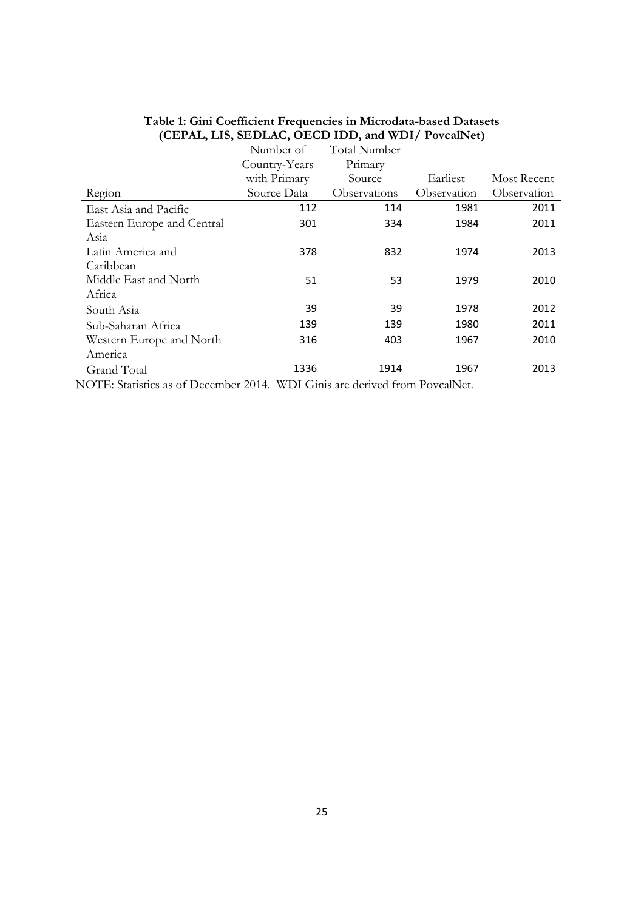**Table 1: Gini Coefficient Frequencies in Microdata-based Datasets (CEPAL, LIS, SEDLAC, OECD IDD, and WDI/ PovcalNet)**

| Region | Number of Country-Years with Primary Source Data | Total Number Primary Source Observations | Earliest Observation | Most Recent Observation |
|---|---|---|---|---|
| East Asia and Pacific | 112 | 114 | 1981 | 2011 |
| Eastern Europe and Central Asia | 301 | 334 | 1984 | 2011 |
| Latin America and Caribbean | 378 | 832 | 1974 | 2013 |
| Middle East and North Africa | 51 | 53 | 1979 | 2010 |
| South Asia | 39 | 39 | 1978 | 2012 |
| Sub-Saharan Africa | 139 | 139 | 1980 | 2011 |
| Western Europe and North America | 316 | 403 | 1967 | 2010 |
| Grand Total | 1336 | 1914 | 1967 | 2013 |

NOTE: Statistics as of December 2014. WDI Ginis are derived from PovcalNet.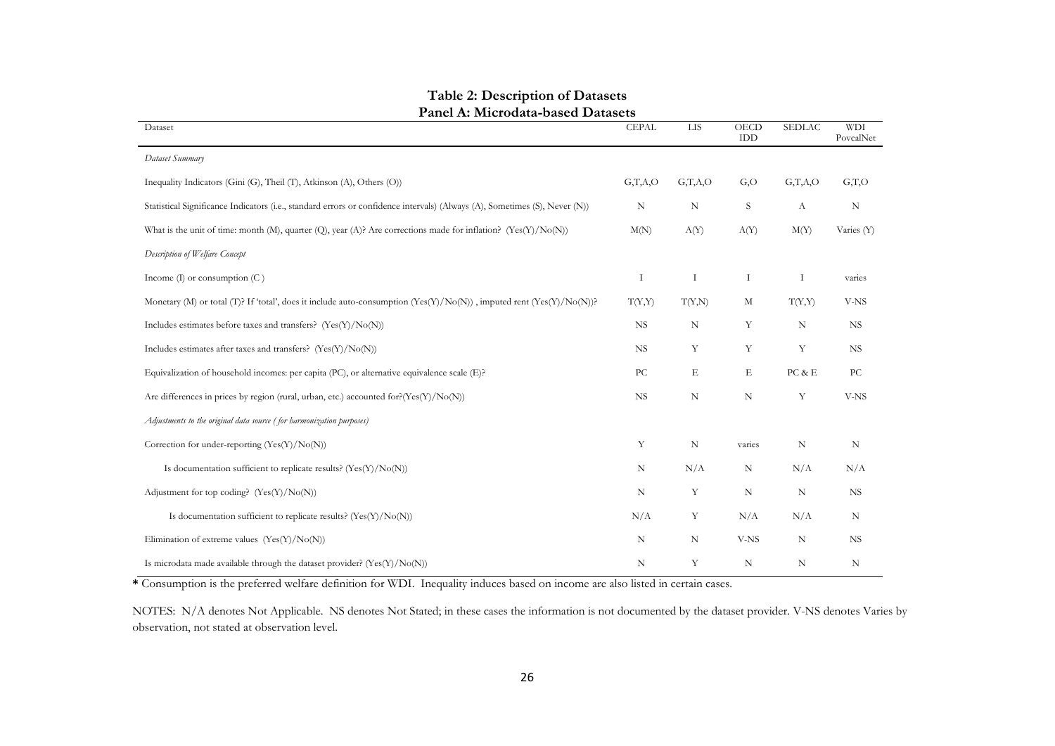**Table 2: Description of Datasets**

**Panel A: Microdata-based Datasets**

| Dataset | CEPAL | LIS | OECD IDD | SEDLAC | WDI PovcalNet |
|---|---|---|---|---|---|
| *Dataset Summary* | | | | | |
| Inequality Indicators (Gini (G), Theil (T), Atkinson (A), Others (O)) | G,T,A,O | G,T,A,O | G,O | G,T,A,O | G,T,O |
| Statistical Significance Indicators (i.e., standard errors or confidence intervals) (Always (A), Sometimes (S), Never (N)) | N | N | S | A | N |
| What is the unit of time: month (M), quarter (Q), year (A)? Are corrections made for inflation? (Yes(Y)/No(N)) | M(N) | A(Y) | A(Y) | M(Y) | Varies (Y) |
| *Description of Welfare Concept* | | | | | |
| Income (I) or consumption (C ) | I | I | I | I | varies |
| Monetary (M) or total (T)? If 'total', does it include auto-consumption (Yes(Y)/No(N)) , imputed rent (Yes(Y)/No(N))? | T(Y,Y) | T(Y,N) | M | T(Y,Y) | V-NS |
| Includes estimates before taxes and transfers? (Yes(Y)/No(N)) | NS | N | Y | N | NS |
| Includes estimates after taxes and transfers? (Yes(Y)/No(N)) | NS | Y | Y | Y | NS |
| Equivalization of household incomes: per capita (PC), or alternative equivalence scale (E)? | PC | E | E | PC & E | PC |
| Are differences in prices by region (rural, urban, etc.) accounted for?(Yes(Y)/No(N)) | NS | N | N | Y | V-NS |
| *Adjustments to the original data source ( for harmonization purposes)* | | | | | |
| Correction for under-reporting (Yes(Y)/No(N)) | Y | N | varies | N | N |
| Is documentation sufficient to replicate results? (Yes(Y)/No(N)) | N | N/A | N | N/A | N/A |
| Adjustment for top coding? (Yes(Y)/No(N)) | N | Y | N | N | NS |
| Is documentation sufficient to replicate results? (Yes(Y)/No(N)) | N/A | Y | N/A | N/A | N |
| Elimination of extreme values (Yes(Y)/No(N)) | N | N | V-NS | N | NS |
| Is microdata made available through the dataset provider? (Yes(Y)/No(N)) | N | Y | N | N | N |

* Consumption is the preferred welfare definition for WDI. Inequality induces based on income are also listed in certain cases.

NOTES: N/A denotes Not Applicable. NS denotes Not Stated; in these cases the information is not documented by the dataset provider. V-NS denotes Varies by observation, not stated at observation level.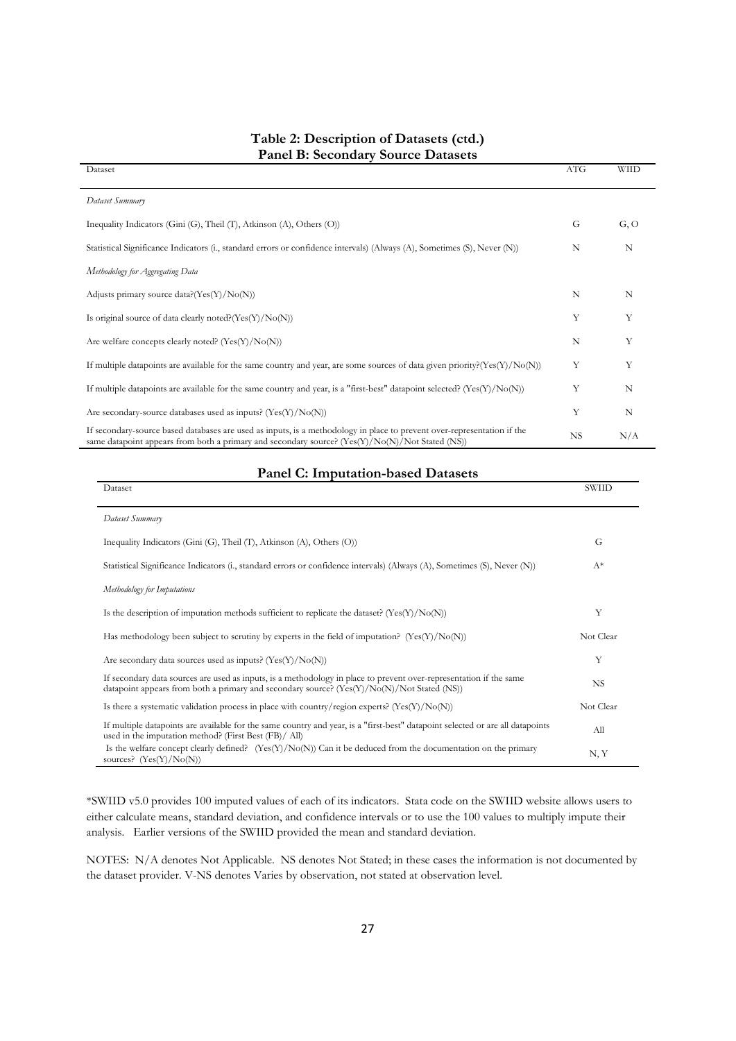## Table 2: Description of Datasets (ctd.)

### Panel B: Secondary Source Datasets

| Dataset | ATG | WIID |
|---|---|---|
| *Dataset Summary* | | |
| Inequality Indicators (Gini (G), Theil (T), Atkinson (A), Others (O)) | G | G, O |
| Statistical Significance Indicators (i., standard errors or confidence intervals) (Always (A), Sometimes (S), Never (N)) | N | N |
| *Methodology for Aggregating Data* | | |
| Adjusts primary source data?(Yes(Y)/No(N)) | N | N |
| Is original source of data clearly noted?(Yes(Y)/No(N)) | Y | Y |
| Are welfare concepts clearly noted? (Yes(Y)/No(N)) | N | Y |
| If multiple datapoints are available for the same country and year, are some sources of data given priority?(Yes(Y)/No(N)) | Y | Y |
| If multiple datapoints are available for the same country and year, is a "first-best" datapoint selected? (Yes(Y)/No(N)) | Y | N |
| Are secondary-source databases used as inputs? (Yes(Y)/No(N)) | Y | N |
| If secondary-source based databases are used as inputs, is a methodology in place to prevent over-representation if the same datapoint appears from both a primary and secondary source? (Yes(Y)/No(N)/Not Stated (NS)) | NS | N/A |

### Panel C: Imputation-based Datasets

| Dataset | SWIID |
|---|---|
| *Dataset Summary* | |
| Inequality Indicators (Gini (G), Theil (T), Atkinson (A), Others (O)) | G |
| Statistical Significance Indicators (i., standard errors or confidence intervals) (Always (A), Sometimes (S), Never (N)) | A* |
| *Methodology for Imputations* | |
| Is the description of imputation methods sufficient to replicate the dataset? (Yes(Y)/No(N)) | Y |
| Has methodology been subject to scrutiny by experts in the field of imputation? (Yes(Y)/No(N)) | Not Clear |
| Are secondary data sources used as inputs? (Yes(Y)/No(N)) | Y |
| If secondary data sources are used as inputs, is a methodology in place to prevent over-representation if the same datapoint appears from both a primary and secondary source? (Yes(Y)/No(N)/Not Stated (NS)) | NS |
| Is there a systematic validation process in place with country/region experts? (Yes(Y)/No(N)) | Not Clear |
| If multiple datapoints are available for the same country and year, is a "first-best" datapoint selected or are all datapoints used in the imputation method? (First Best (FB)/ All) | All |
| Is the welfare concept clearly defined? (Yes(Y)/No(N)) Can it be deduced from the documentation on the primary sources? (Yes(Y)/No(N)) | N, Y |

*SWIID v5.0 provides 100 imputed values of each of its indicators. Stata code on the SWIID website allows users to either calculate means, standard deviation, and confidence intervals or to use the 100 values to multiply impute their analysis. Earlier versions of the SWIID provided the mean and standard deviation.

NOTES: N/A denotes Not Applicable. NS denotes Not Stated; in these cases the information is not documented by the dataset provider. V-NS denotes Varies by observation, not stated at observation level.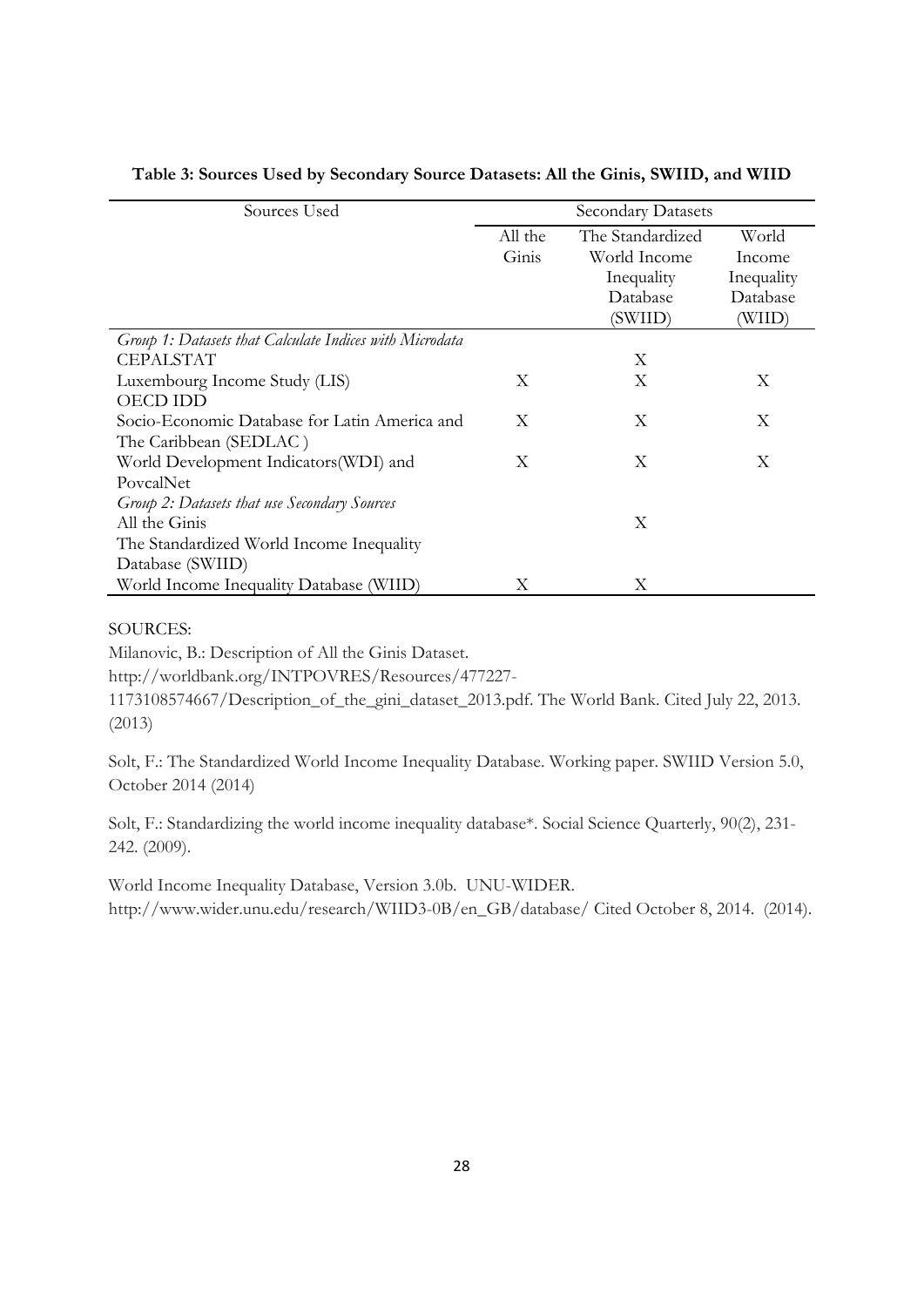**Table 3: Sources Used by Secondary Source Datasets: All the Ginis, SWIID, and WIID**

| Sources Used | Secondary Datasets | | |
|---|---|---|---|
| | All the Ginis | The Standardized World Income Inequality Database (SWIID) | World Income Inequality Database (WIID) |
| *Group 1: Datasets that Calculate Indices with Microdata* | | | |
| CEPALSTAT | | X | |
| Luxembourg Income Study (LIS) | X | X | X |
| OECD IDD | | | |
| Socio-Economic Database for Latin America and The Caribbean (SEDLAC ) | X | X | X |
| World Development Indicators(WDI) and PovcalNet | X | X | X |
| *Group 2: Datasets that use Secondary Sources* | | | |
| All the Ginis | | X | |
| The Standardized World Income Inequality Database (SWIID) | | | |
| World Income Inequality Database (WIID) | X | X | |

SOURCES:

Milanovic, B.: Description of All the Ginis Dataset. http://worldbank.org/INTPOVRES/Resources/477227-1173108574667/Description_of_the_gini_dataset_2013.pdf. The World Bank. Cited July 22, 2013. (2013)

Solt, F.: The Standardized World Income Inequality Database. Working paper. SWIID Version 5.0, October 2014 (2014)

Solt, F.: Standardizing the world income inequality database*. Social Science Quarterly, 90(2), 231-242. (2009).

World Income Inequality Database, Version 3.0b. UNU-WIDER. http://www.wider.unu.edu/research/WIID3-0B/en_GB/database/ Cited October 8, 2014. (2014).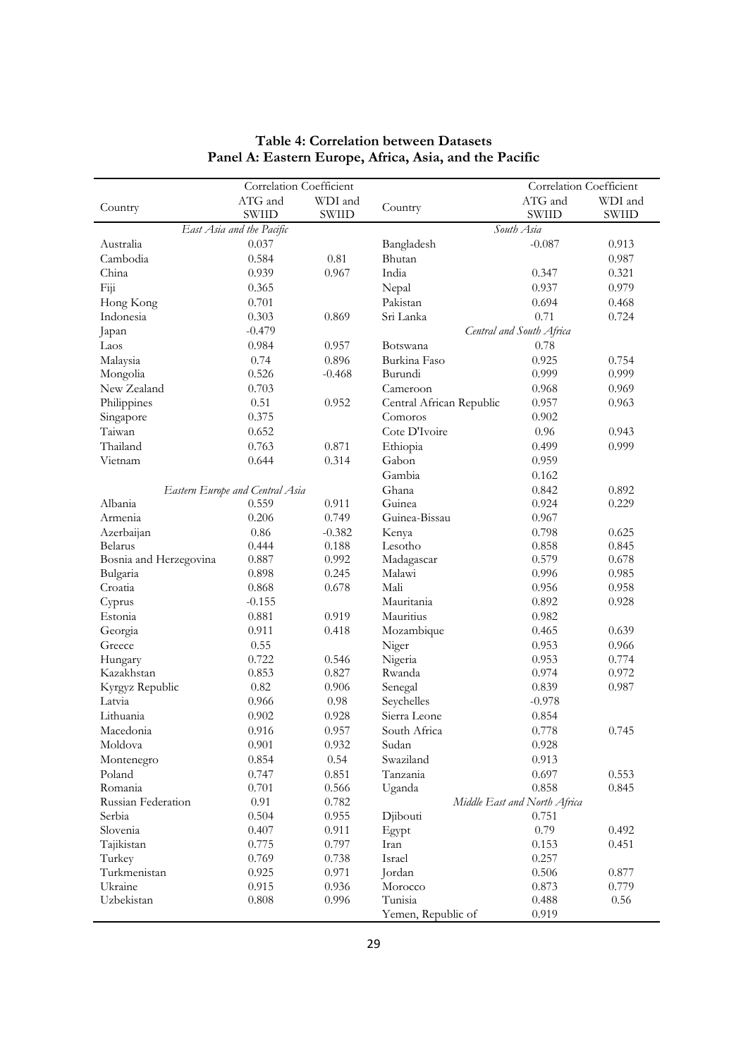**Table 4: Correlation between Datasets**
**Panel A: Eastern Europe, Africa, Asia, and the Pacific**

| Country | Correlation Coefficient ATG and SWIID | Correlation Coefficient WDI and SWIID | Country | Correlation Coefficient ATG and SWIID | Correlation Coefficient WDI and SWIID |
|---|---|---|---|---|---|
| *East Asia and the Pacific* | | | *South Asia* | | |
| Australia | 0.037 | | Bangladesh | -0.087 | 0.913 |
| Cambodia | 0.584 | 0.81 | Bhutan | | 0.987 |
| China | 0.939 | 0.967 | India | 0.347 | 0.321 |
| Fiji | 0.365 | | Nepal | 0.937 | 0.979 |
| Hong Kong | 0.701 | | Pakistan | 0.694 | 0.468 |
| Indonesia | 0.303 | 0.869 | Sri Lanka | 0.71 | 0.724 |
| Japan | -0.479 | | *Central and South Africa* | | |
| Laos | 0.984 | 0.957 | Botswana | 0.78 | |
| Malaysia | 0.74 | 0.896 | Burkina Faso | 0.925 | 0.754 |
| Mongolia | 0.526 | -0.468 | Burundi | 0.999 | 0.999 |
| New Zealand | 0.703 | | Cameroon | 0.968 | 0.969 |
| Philippines | 0.51 | 0.952 | Central African Republic | 0.957 | 0.963 |
| Singapore | 0.375 | | Comoros | 0.902 | |
| Taiwan | 0.652 | | Cote D'Ivoire | 0.96 | 0.943 |
| Thailand | 0.763 | 0.871 | Ethiopia | 0.499 | 0.999 |
| Vietnam | 0.644 | 0.314 | Gabon | 0.959 | |
| | | | Gambia | 0.162 | |
| *Eastern Europe and Central Asia* | | | Ghana | 0.842 | 0.892 |
| Albania | 0.559 | 0.911 | Guinea | 0.924 | 0.229 |
| Armenia | 0.206 | 0.749 | Guinea-Bissau | 0.967 | |
| Azerbaijan | 0.86 | -0.382 | Kenya | 0.798 | 0.625 |
| Belarus | 0.444 | 0.188 | Lesotho | 0.858 | 0.845 |
| Bosnia and Herzegovina | 0.887 | 0.992 | Madagascar | 0.579 | 0.678 |
| Bulgaria | 0.898 | 0.245 | Malawi | 0.996 | 0.985 |
| Croatia | 0.868 | 0.678 | Mali | 0.956 | 0.958 |
| Cyprus | -0.155 | | Mauritania | 0.892 | 0.928 |
| Estonia | 0.881 | 0.919 | Mauritius | 0.982 | |
| Georgia | 0.911 | 0.418 | Mozambique | 0.465 | 0.639 |
| Greece | 0.55 | | Niger | 0.953 | 0.966 |
| Hungary | 0.722 | 0.546 | Nigeria | 0.953 | 0.774 |
| Kazakhstan | 0.853 | 0.827 | Rwanda | 0.974 | 0.972 |
| Kyrgyz Republic | 0.82 | 0.906 | Senegal | 0.839 | 0.987 |
| Latvia | 0.966 | 0.98 | Seychelles | -0.978 | |
| Lithuania | 0.902 | 0.928 | Sierra Leone | 0.854 | |
| Macedonia | 0.916 | 0.957 | South Africa | 0.778 | 0.745 |
| Moldova | 0.901 | 0.932 | Sudan | 0.928 | |
| Montenegro | 0.854 | 0.54 | Swaziland | 0.913 | |
| Poland | 0.747 | 0.851 | Tanzania | 0.697 | 0.553 |
| Romania | 0.701 | 0.566 | Uganda | 0.858 | 0.845 |
| Russian Federation | 0.91 | 0.782 | *Middle East and North Africa* | | |
| Serbia | 0.504 | 0.955 | Djibouti | 0.751 | |
| Slovenia | 0.407 | 0.911 | Egypt | 0.79 | 0.492 |
| Tajikistan | 0.775 | 0.797 | Iran | 0.153 | 0.451 |
| Turkey | 0.769 | 0.738 | Israel | 0.257 | |
| Turkmenistan | 0.925 | 0.971 | Jordan | 0.506 | 0.877 |
| Ukraine | 0.915 | 0.936 | Morocco | 0.873 | 0.779 |
| Uzbekistan | 0.808 | 0.996 | Tunisia | 0.488 | 0.56 |
| | | | Yemen, Republic of | 0.919 | |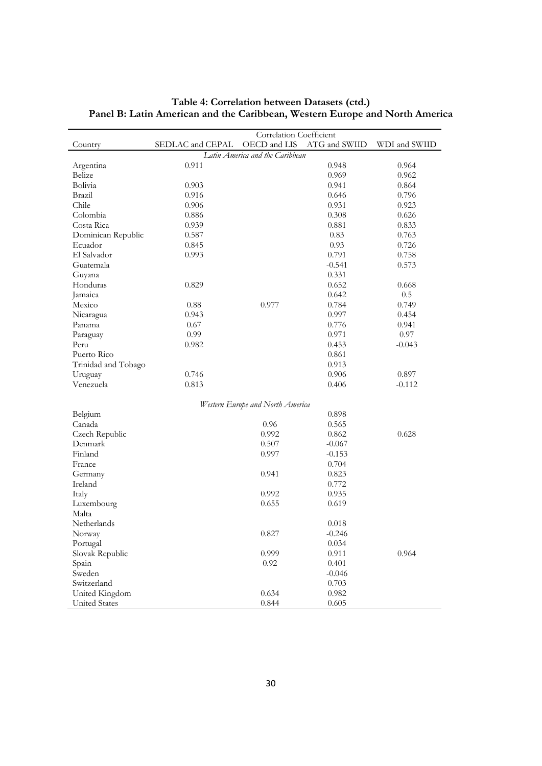**Table 4: Correlation between Datasets (ctd.)**
**Panel B: Latin American and the Caribbean, Western Europe and North America**

| | Correlation Coefficient | | | |
|---|---|---|---|---|
| Country | SEDLAC and CEPAL | OECD and LIS | ATG and SWIID | WDI and SWIID |
| *Latin America and the Caribbean* | | | | |
| Argentina | 0.911 | | 0.948 | 0.964 |
| Belize | | | 0.969 | 0.962 |
| Bolivia | 0.903 | | 0.941 | 0.864 |
| Brazil | 0.916 | | 0.646 | 0.796 |
| Chile | 0.906 | | 0.931 | 0.923 |
| Colombia | 0.886 | | 0.308 | 0.626 |
| Costa Rica | 0.939 | | 0.881 | 0.833 |
| Dominican Republic | 0.587 | | 0.83 | 0.763 |
| Ecuador | 0.845 | | 0.93 | 0.726 |
| El Salvador | 0.993 | | 0.791 | 0.758 |
| Guatemala | | | -0.541 | 0.573 |
| Guyana | | | 0.331 | |
| Honduras | 0.829 | | 0.652 | 0.668 |
| Jamaica | | | 0.642 | 0.5 |
| Mexico | 0.88 | 0.977 | 0.784 | 0.749 |
| Nicaragua | 0.943 | | 0.997 | 0.454 |
| Panama | 0.67 | | 0.776 | 0.941 |
| Paraguay | 0.99 | | 0.971 | 0.97 |
| Peru | 0.982 | | 0.453 | -0.043 |
| Puerto Rico | | | 0.861 | |
| Trinidad and Tobago | | | 0.913 | |
| Uruguay | 0.746 | | 0.906 | 0.897 |
| Venezuela | 0.813 | | 0.406 | -0.112 |
| *Western Europe and North America* | | | | |
| Belgium | | | 0.898 | |
| Canada | | 0.96 | 0.565 | |
| Czech Republic | | 0.992 | 0.862 | 0.628 |
| Denmark | | 0.507 | -0.067 | |
| Finland | | 0.997 | -0.153 | |
| France | | | 0.704 | |
| Germany | | 0.941 | 0.823 | |
| Ireland | | | 0.772 | |
| Italy | | 0.992 | 0.935 | |
| Luxembourg | | 0.655 | 0.619 | |
| Malta | | | | |
| Netherlands | | | 0.018 | |
| Norway | | 0.827 | -0.246 | |
| Portugal | | | 0.034 | |
| Slovak Republic | | 0.999 | 0.911 | 0.964 |
| Spain | | 0.92 | 0.401 | |
| Sweden | | | -0.046 | |
| Switzerland | | | 0.703 | |
| United Kingdom | | 0.634 | 0.982 | |
| United States | | 0.844 | 0.605 | |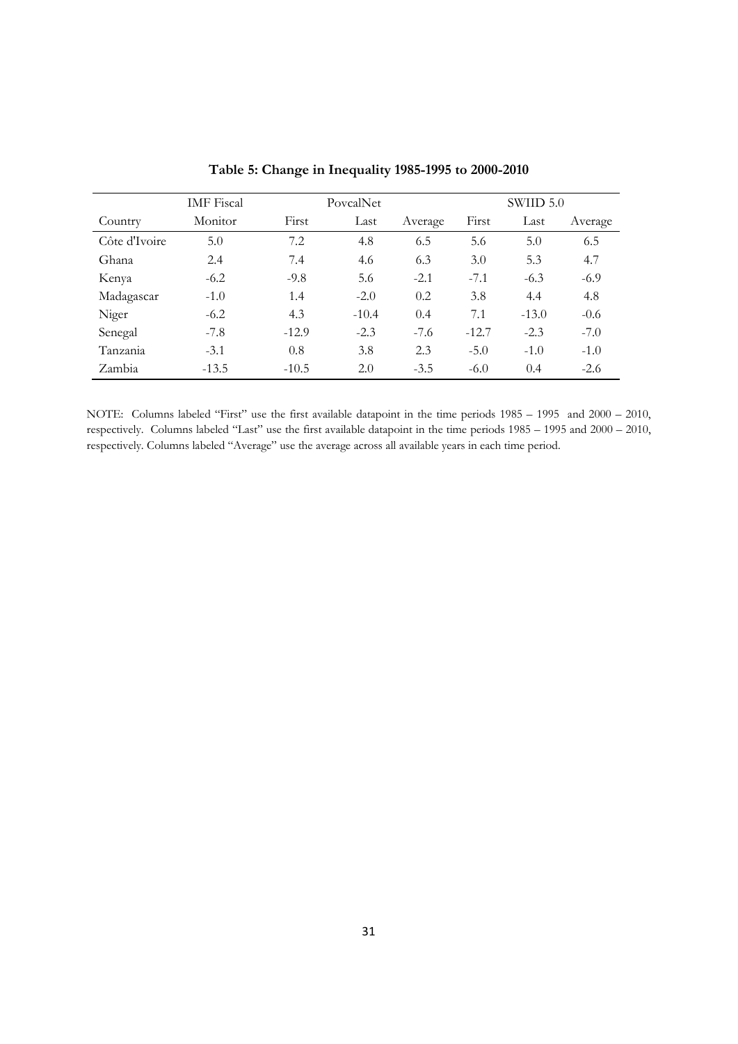**Table 5: Change in Inequality 1985-1995 to 2000-2010**

| | IMF Fiscal | PovcalNet | | | SWIID 5.0 | | |
|---|---|---|---|---|---|---|---|
| Country | Monitor | First | Last | Average | First | Last | Average |
| Côte d'Ivoire | 5.0 | 7.2 | 4.8 | 6.5 | 5.6 | 5.0 | 6.5 |
| Ghana | 2.4 | 7.4 | 4.6 | 6.3 | 3.0 | 5.3 | 4.7 |
| Kenya | -6.2 | -9.8 | 5.6 | -2.1 | -7.1 | -6.3 | -6.9 |
| Madagascar | -1.0 | 1.4 | -2.0 | 0.2 | 3.8 | 4.4 | 4.8 |
| Niger | -6.2 | 4.3 | -10.4 | 0.4 | 7.1 | -13.0 | -0.6 |
| Senegal | -7.8 | -12.9 | -2.3 | -7.6 | -12.7 | -2.3 | -7.0 |
| Tanzania | -3.1 | 0.8 | 3.8 | 2.3 | -5.0 | -1.0 | -1.0 |
| Zambia | -13.5 | -10.5 | 2.0 | -3.5 | -6.0 | 0.4 | -2.6 |

NOTE: Columns labeled "First" use the first available datapoint in the time periods 1985 – 1995 and 2000 – 2010, respectively. Columns labeled "Last" use the first available datapoint in the time periods 1985 – 1995 and 2000 – 2010, respectively. Columns labeled "Average" use the average across all available years in each time period.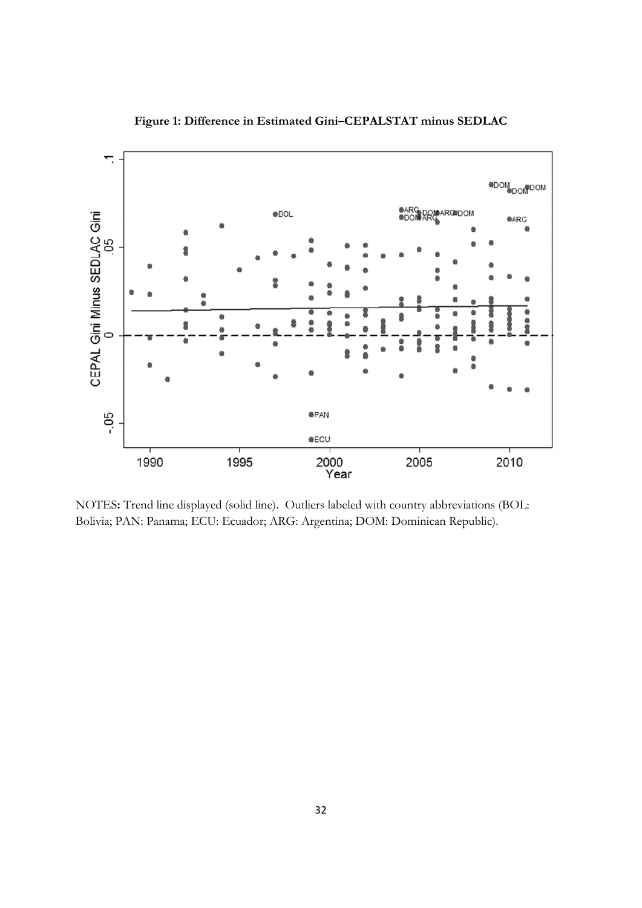**Figure 1: Difference in Estimated Gini–CEPALSTAT minus SEDLAC**

CEPAL Gini Minus SEDLAC Gini

.1

.05

0

-.05

1990

1995

2000

2005

2010

Year

BOL

PAN

ECU

ARG

DOM

ARG

DOM

ARG

DOM

DOM

DOM

DOM

ARG

NOTES: Trend line displayed (solid line). Outliers labeled with country abbreviations (BOL: Bolivia; PAN: Panama; ECU: Ecuador; ARG: Argentina; DOM: Dominican Republic).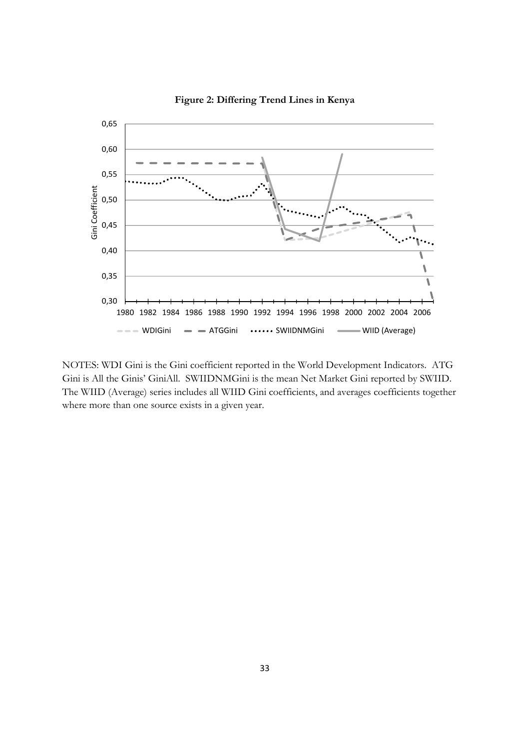**Figure 2: Differing Trend Lines in Kenya**

Gini Coefficient

0,65
0,60
0,55
0,50
0,45
0,40
0,35
0,30

1980 1982 1984 1986 1988 1990 1992 1994 1996 1998 2000 2002 2004 2006

WDIGini ATGGini SWIIDNMGini WIID (Average)

NOTES: WDI Gini is the Gini coefficient reported in the World Development Indicators. ATG Gini is All the Ginis' GiniAll. SWIIDNMGini is the mean Net Market Gini reported by SWIID. The WIID (Average) series includes all WIID Gini coefficients, and averages coefficients together where more than one source exists in a given year.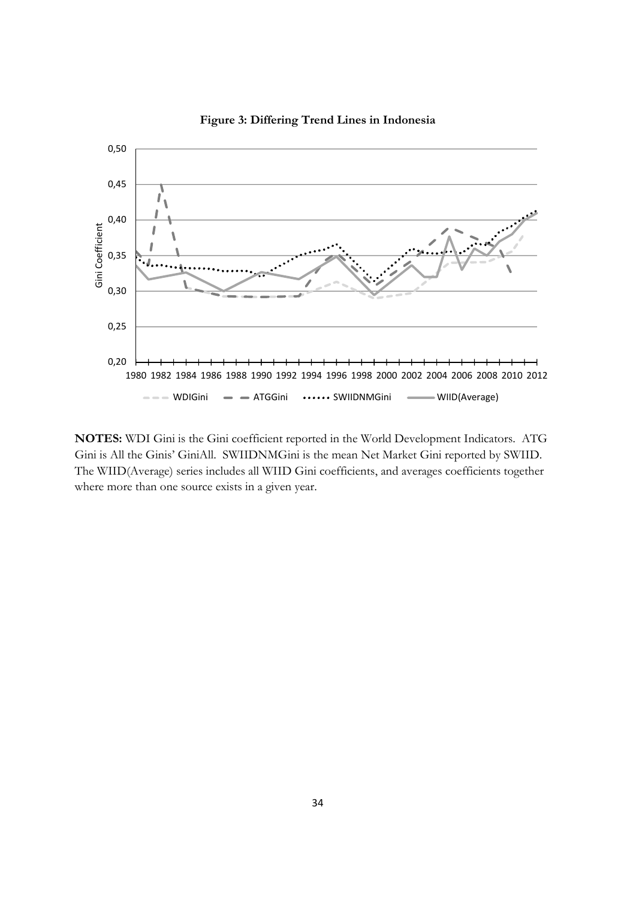**Figure 3: Differing Trend Lines in Indonesia**

Gini Coefficient

0,50
0,45
0,40
0,35
0,30
0,25
0,20

1980 1982 1984 1986 1988 1990 1992 1994 1996 1998 2000 2002 2004 2006 2008 2010 2012

WDIGini ATGGini SWIIDNMGini WIID(Average)

**NOTES:** WDI Gini is the Gini coefficient reported in the World Development Indicators. ATG Gini is All the Ginis' GiniAll. SWIIDNMGini is the mean Net Market Gini reported by SWIID. The WIID(Average) series includes all WIID Gini coefficients, and averages coefficients together where more than one source exists in a given year.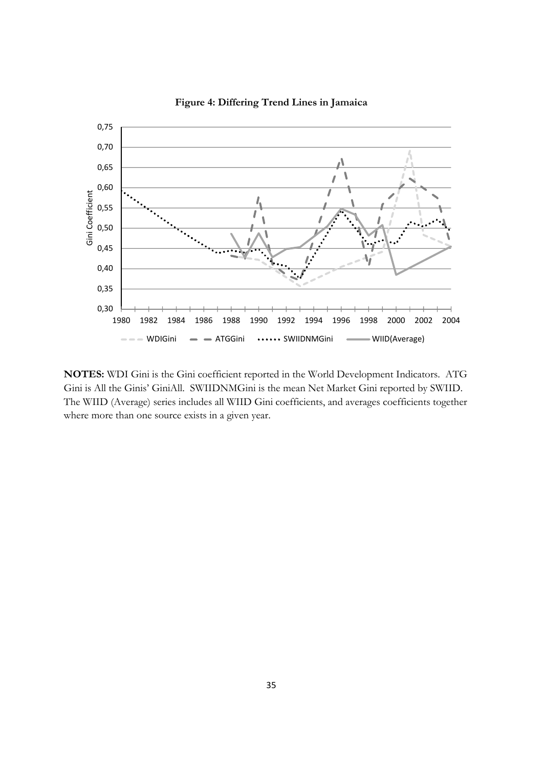**Figure 4: Differing Trend Lines in Jamaica**

Gini Coefficient

0,75
0,70
0,65
0,60
0,55
0,50
0,45
0,40
0,35
0,30

1980 1982 1984 1986 1988 1990 1992 1994 1996 1998 2000 2002 2004

WDIGini ATGGini SWIIDNMGini WIID(Average)

**NOTES:** WDI Gini is the Gini coefficient reported in the World Development Indicators. ATG Gini is All the Ginis' GiniAll. SWIIDNMGini is the mean Net Market Gini reported by SWIID. The WIID (Average) series includes all WIID Gini coefficients, and averages coefficients together where more than one source exists in a given year.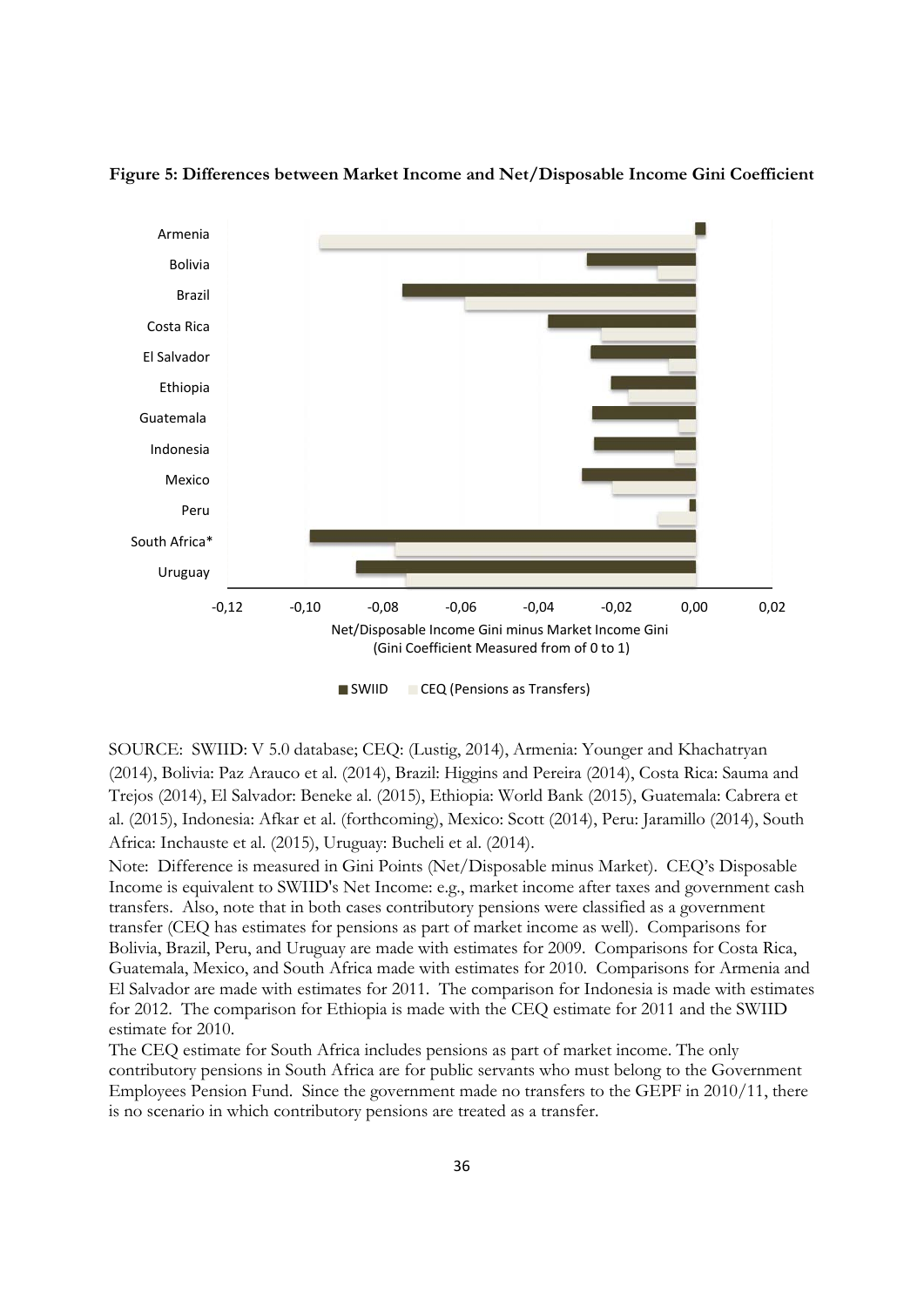**Figure 5: Differences between Market Income and Net/Disposable Income Gini Coefficient**

Armenia
Bolivia
Brazil
Costa Rica
El Salvador
Ethiopia
Guatemala
Indonesia
Mexico
Peru
South Africa*
Uruguay

-0,12 -0,10 -0,08 -0,06 -0,04 -0,02 0,00 0,02

Net/Disposable Income Gini minus Market Income Gini
(Gini Coefficient Measured from of 0 to 1)

SWIID CEQ (Pensions as Transfers)

SOURCE: SWIID: V 5.0 database; CEQ: (Lustig, 2014), Armenia: Younger and Khachatryan (2014), Bolivia: Paz Arauco et al. (2014), Brazil: Higgins and Pereira (2014), Costa Rica: Sauma and Trejos (2014), El Salvador: Beneke al. (2015), Ethiopia: World Bank (2015), Guatemala: Cabrera et al. (2015), Indonesia: Afkar et al. (forthcoming), Mexico: Scott (2014), Peru: Jaramillo (2014), South Africa: Inchauste et al. (2015), Uruguay: Bucheli et al. (2014).

Note: Difference is measured in Gini Points (Net/Disposable minus Market). CEQ's Disposable Income is equivalent to SWIID's Net Income: e.g., market income after taxes and government cash transfers. Also, note that in both cases contributory pensions were classified as a government transfer (CEQ has estimates for pensions as part of market income as well). Comparisons for Bolivia, Brazil, Peru, and Uruguay are made with estimates for 2009. Comparisons for Costa Rica, Guatemala, Mexico, and South Africa made with estimates for 2010. Comparisons for Armenia and El Salvador are made with estimates for 2011. The comparison for Indonesia is made with estimates for 2012. The comparison for Ethiopia is made with the CEQ estimate for 2011 and the SWIID estimate for 2010.

The CEQ estimate for South Africa includes pensions as part of market income. The only contributory pensions in South Africa are for public servants who must belong to the Government Employees Pension Fund. Since the government made no transfers to the GEPF in 2010/11, there is no scenario in which contributory pensions are treated as a transfer.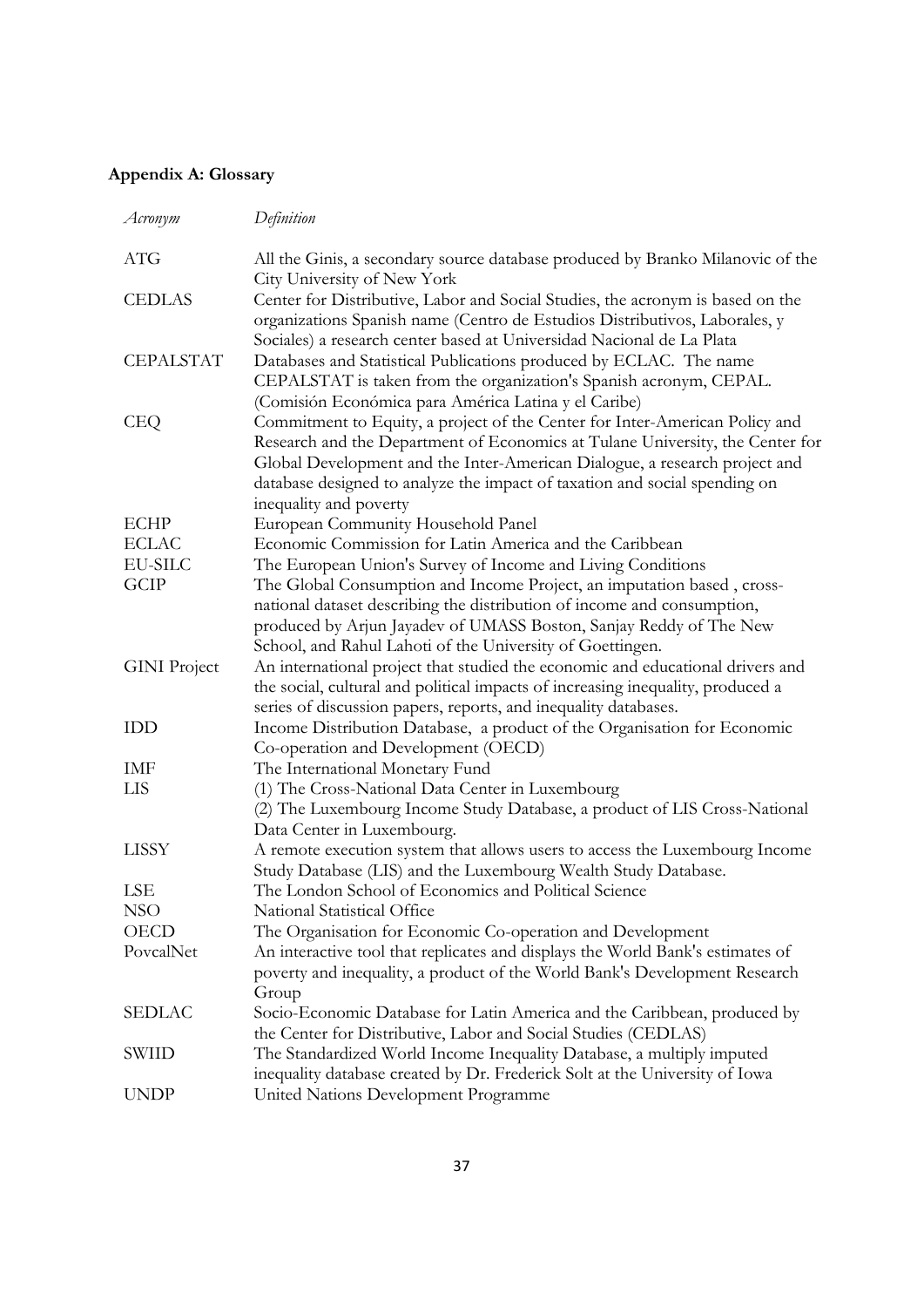**Appendix A: Glossary**

| *Acronym* | *Definition* |
|---|---|
| ATG | All the Ginis, a secondary source database produced by Branko Milanovic of the City University of New York |
| CEDLAS | Center for Distributive, Labor and Social Studies, the acronym is based on the organizations Spanish name (Centro de Estudios Distributivos, Laborales, y Sociales) a research center based at Universidad Nacional de La Plata |
| CEPALSTAT | Databases and Statistical Publications produced by ECLAC. The name CEPALSTAT is taken from the organization's Spanish acronym, CEPAL. (Comisión Económica para América Latina y el Caribe) |
| CEQ | Commitment to Equity, a project of the Center for Inter-American Policy and Research and the Department of Economics at Tulane University, the Center for Global Development and the Inter-American Dialogue, a research project and database designed to analyze the impact of taxation and social spending on inequality and poverty |
| ECHP | European Community Household Panel |
| ECLAC | Economic Commission for Latin America and the Caribbean |
| EU-SILC | The European Union's Survey of Income and Living Conditions |
| GCIP | The Global Consumption and Income Project, an imputation based , cross-national dataset describing the distribution of income and consumption, produced by Arjun Jayadev of UMASS Boston, Sanjay Reddy of The New School, and Rahul Lahoti of the University of Goettingen. |
| GINI Project | An international project that studied the economic and educational drivers and the social, cultural and political impacts of increasing inequality, produced a series of discussion papers, reports, and inequality databases. |
| IDD | Income Distribution Database, a product of the Organisation for Economic Co-operation and Development (OECD) |
| IMF | The International Monetary Fund |
| LIS | (1) The Cross-National Data Center in Luxembourg<br>(2) The Luxembourg Income Study Database, a product of LIS Cross-National Data Center in Luxembourg. |
| LISSY | A remote execution system that allows users to access the Luxembourg Income Study Database (LIS) and the Luxembourg Wealth Study Database. |
| LSE | The London School of Economics and Political Science |
| NSO | National Statistical Office |
| OECD | The Organisation for Economic Co-operation and Development |
| PovcalNet | An interactive tool that replicates and displays the World Bank's estimates of poverty and inequality, a product of the World Bank's Development Research Group |
| SEDLAC | Socio-Economic Database for Latin America and the Caribbean, produced by the Center for Distributive, Labor and Social Studies (CEDLAS) |
| SWIID | The Standardized World Income Inequality Database, a multiply imputed inequality database created by Dr. Frederick Solt at the University of Iowa |
| UNDP | United Nations Development Programme |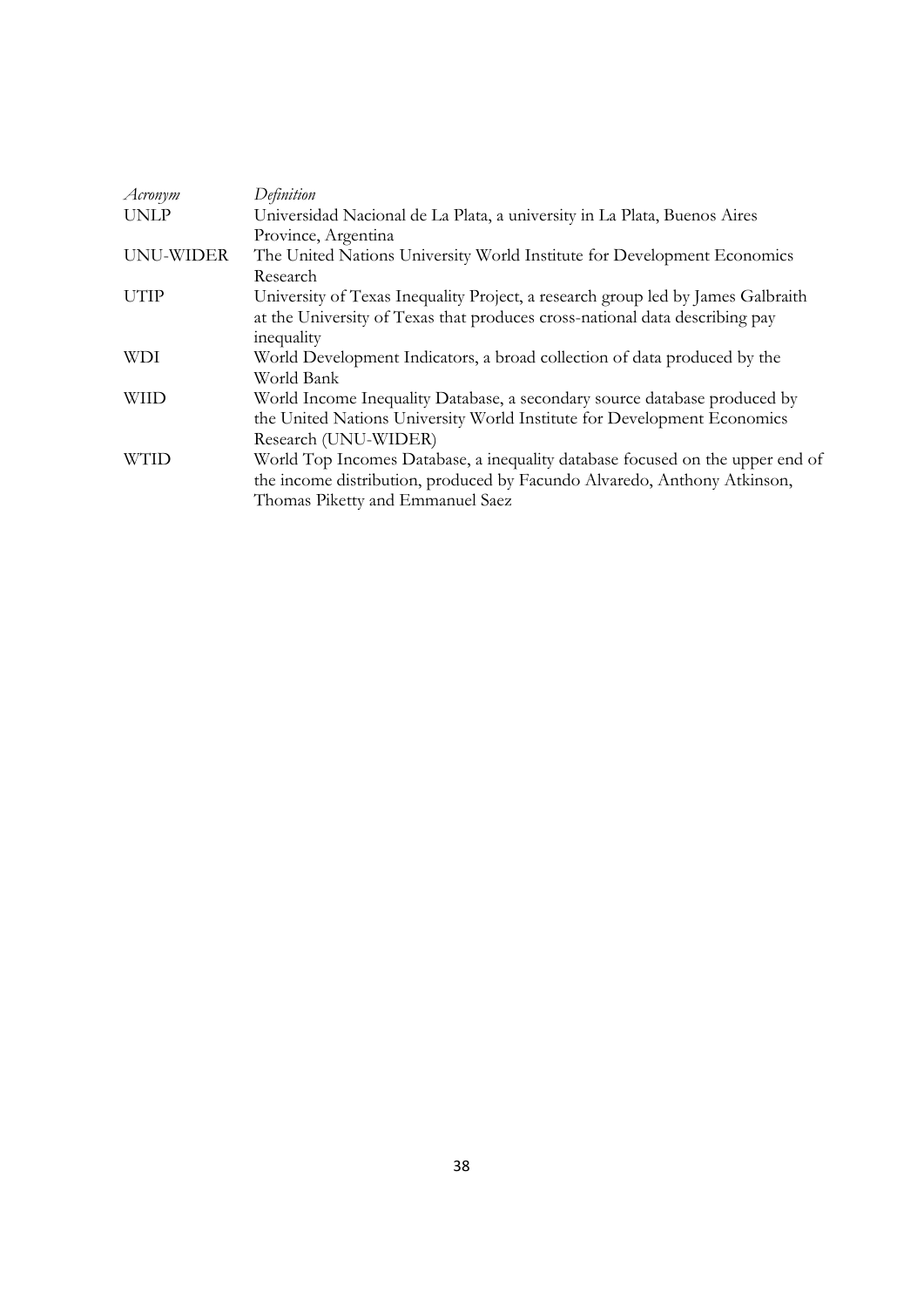| *Acronym* | *Definition* |
| --- | --- |
| UNLP | Universidad Nacional de La Plata, a university in La Plata, Buenos Aires Province, Argentina |
| UNU-WIDER | The United Nations University World Institute for Development Economics Research |
| UTIP | University of Texas Inequality Project, a research group led by James Galbraith at the University of Texas that produces cross-national data describing pay inequality |
| WDI | World Development Indicators, a broad collection of data produced by the World Bank |
| WIID | World Income Inequality Database, a secondary source database produced by the United Nations University World Institute for Development Economics Research (UNU-WIDER) |
| WTID | World Top Incomes Database, a inequality database focused on the upper end of the income distribution, produced by Facundo Alvaredo, Anthony Atkinson, Thomas Piketty and Emmanuel Saez |